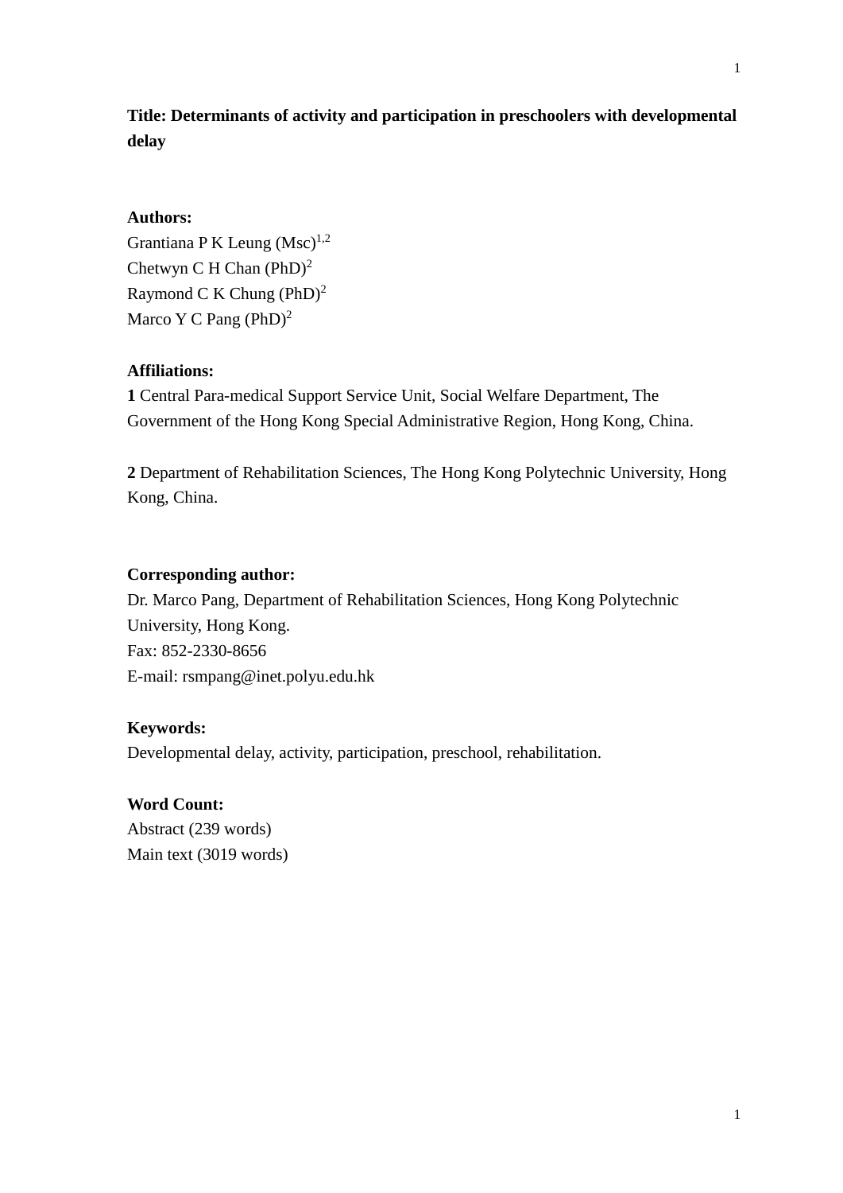**Title: Determinants of activity and participation in preschoolers with developmental delay**

**Authors:**

Grantiana P K Leung (Msc)[1,2]
Chetwyn C H Chan (PhD)[2]
Raymond C K Chung (PhD)[2]
Marco Y C Pang (PhD)[2]

**Affiliations:**

**1** Central Para-medical Support Service Unit, Social Welfare Department, The Government of the Hong Kong Special Administrative Region, Hong Kong, China.

**2** Department of Rehabilitation Sciences, The Hong Kong Polytechnic University, Hong Kong, China.

**Corresponding author:**

Dr. Marco Pang, Department of Rehabilitation Sciences, Hong Kong Polytechnic University, Hong Kong.
Fax: 852-2330-8656
E-mail: rsmpang@inet.polyu.edu.hk

**Keywords:**

Developmental delay, activity, participation, preschool, rehabilitation.

**Word Count:**

Abstract (239 words)
Main text (3019 words)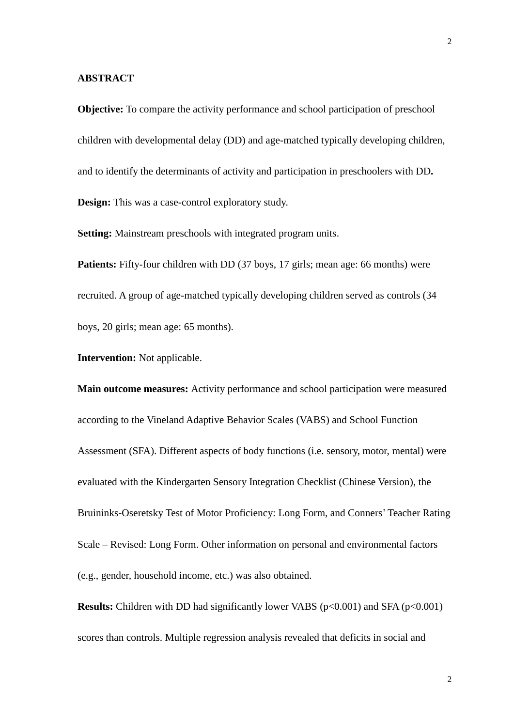**ABSTRACT**

**Objective:** To compare the activity performance and school participation of preschool children with developmental delay (DD) and age-matched typically developing children, and to identify the determinants of activity and participation in preschoolers with DD**.**

**Design:** This was a case-control exploratory study.

**Setting:** Mainstream preschools with integrated program units.

**Patients:** Fifty-four children with DD (37 boys, 17 girls; mean age: 66 months) were recruited. A group of age-matched typically developing children served as controls (34 boys, 20 girls; mean age: 65 months).

**Intervention:** Not applicable.

**Main outcome measures:** Activity performance and school participation were measured according to the Vineland Adaptive Behavior Scales (VABS) and School Function Assessment (SFA). Different aspects of body functions (i.e. sensory, motor, mental) were evaluated with the Kindergarten Sensory Integration Checklist (Chinese Version), the Bruininks-Oseretsky Test of Motor Proficiency: Long Form, and Conners' Teacher Rating Scale – Revised: Long Form. Other information on personal and environmental factors (e.g., gender, household income, etc.) was also obtained.

**Results:** Children with DD had significantly lower VABS ($p<0.001$) and SFA ($p<0.001$) scores than controls. Multiple regression analysis revealed that deficits in social and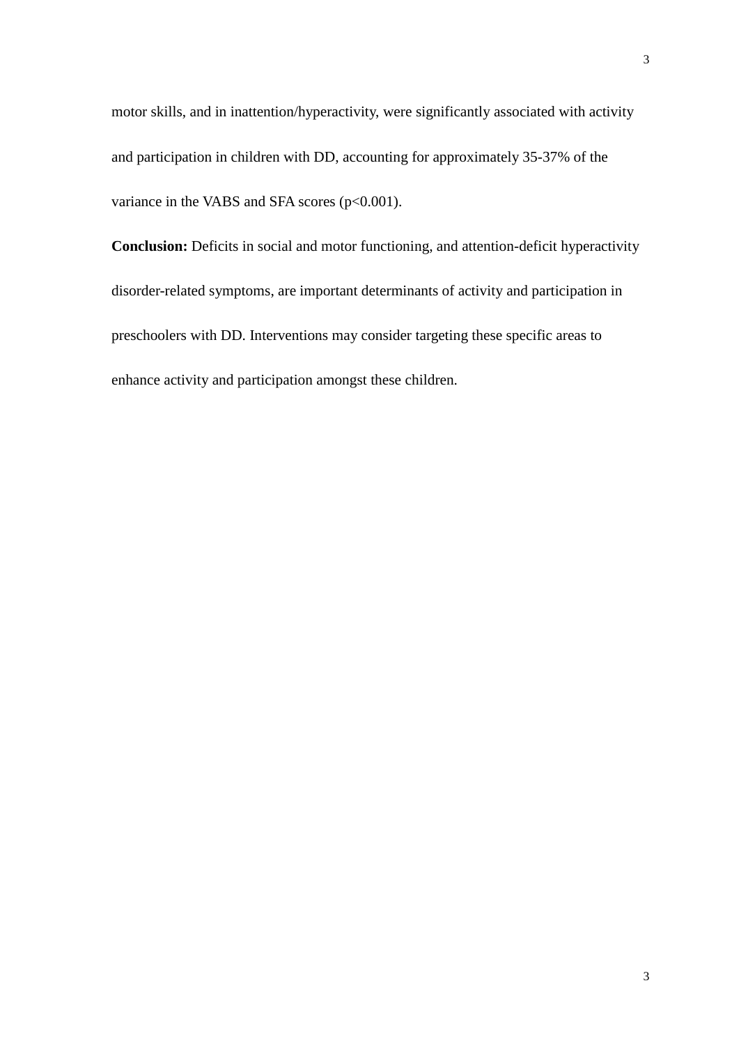motor skills, and in inattention/hyperactivity, were significantly associated with activity and participation in children with DD, accounting for approximately 35-37% of the variance in the VABS and SFA scores ($p<0.001$).

**Conclusion:** Deficits in social and motor functioning, and attention-deficit hyperactivity disorder-related symptoms, are important determinants of activity and participation in preschoolers with DD. Interventions may consider targeting these specific areas to enhance activity and participation amongst these children.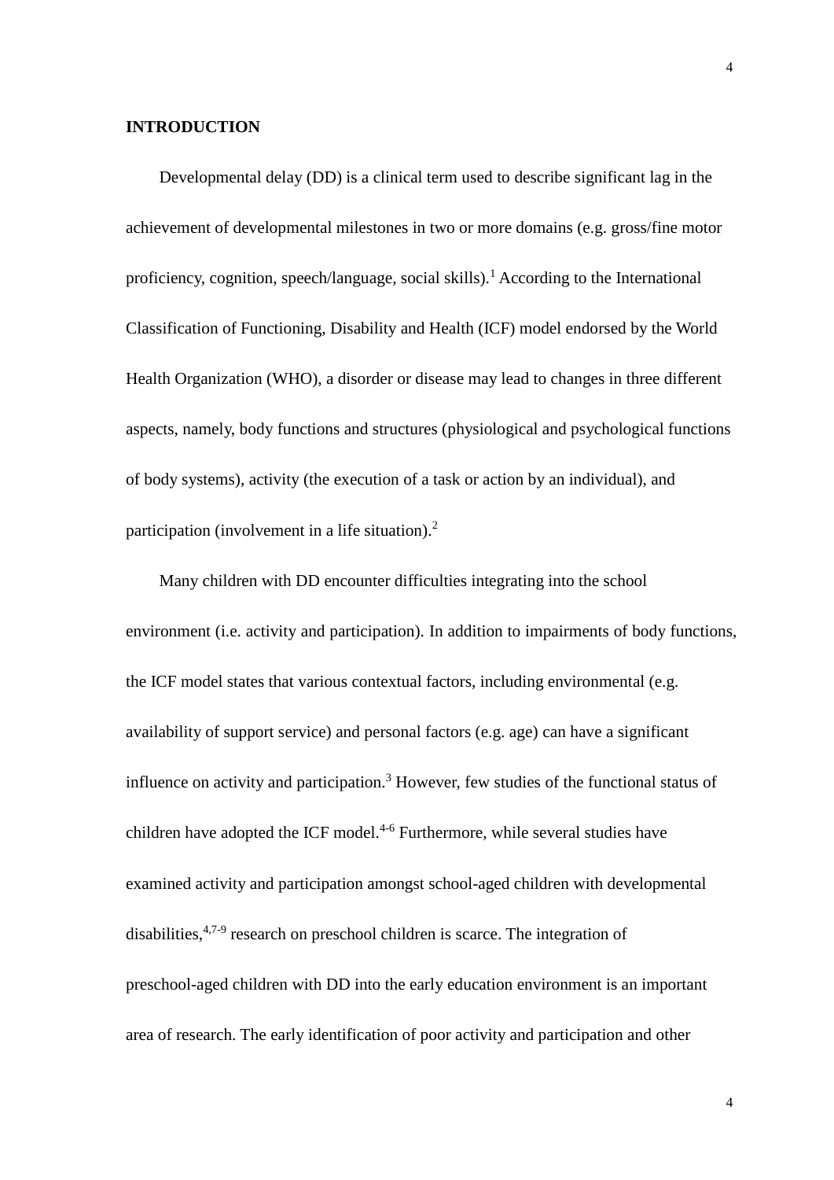## INTRODUCTION

Developmental delay (DD) is a clinical term used to describe significant lag in the achievement of developmental milestones in two or more domains (e.g. gross/fine motor proficiency, cognition, speech/language, social skills).[1] According to the International Classification of Functioning, Disability and Health (ICF) model endorsed by the World Health Organization (WHO), a disorder or disease may lead to changes in three different aspects, namely, body functions and structures (physiological and psychological functions of body systems), activity (the execution of a task or action by an individual), and participation (involvement in a life situation).[2]

Many children with DD encounter difficulties integrating into the school environment (i.e. activity and participation). In addition to impairments of body functions, the ICF model states that various contextual factors, including environmental (e.g. availability of support service) and personal factors (e.g. age) can have a significant influence on activity and participation.[3] However, few studies of the functional status of children have adopted the ICF model.[4-6] Furthermore, while several studies have examined activity and participation amongst school-aged children with developmental disabilities,[4,7-9] research on preschool children is scarce. The integration of preschool-aged children with DD into the early education environment is an important area of research. The early identification of poor activity and participation and other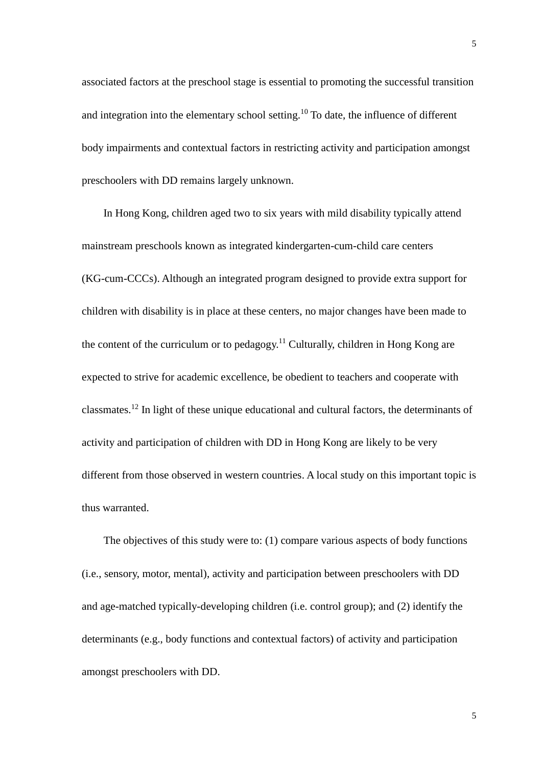associated factors at the preschool stage is essential to promoting the successful transition and integration into the elementary school setting.[10] To date, the influence of different body impairments and contextual factors in restricting activity and participation amongst preschoolers with DD remains largely unknown.

In Hong Kong, children aged two to six years with mild disability typically attend mainstream preschools known as integrated kindergarten-cum-child care centers (KG-cum-CCCs). Although an integrated program designed to provide extra support for children with disability is in place at these centers, no major changes have been made to the content of the curriculum or to pedagogy.[11] Culturally, children in Hong Kong are expected to strive for academic excellence, be obedient to teachers and cooperate with classmates.[12] In light of these unique educational and cultural factors, the determinants of activity and participation of children with DD in Hong Kong are likely to be very different from those observed in western countries. A local study on this important topic is thus warranted.

The objectives of this study were to: (1) compare various aspects of body functions (i.e., sensory, motor, mental), activity and participation between preschoolers with DD and age-matched typically-developing children (i.e. control group); and (2) identify the determinants (e.g., body functions and contextual factors) of activity and participation amongst preschoolers with DD.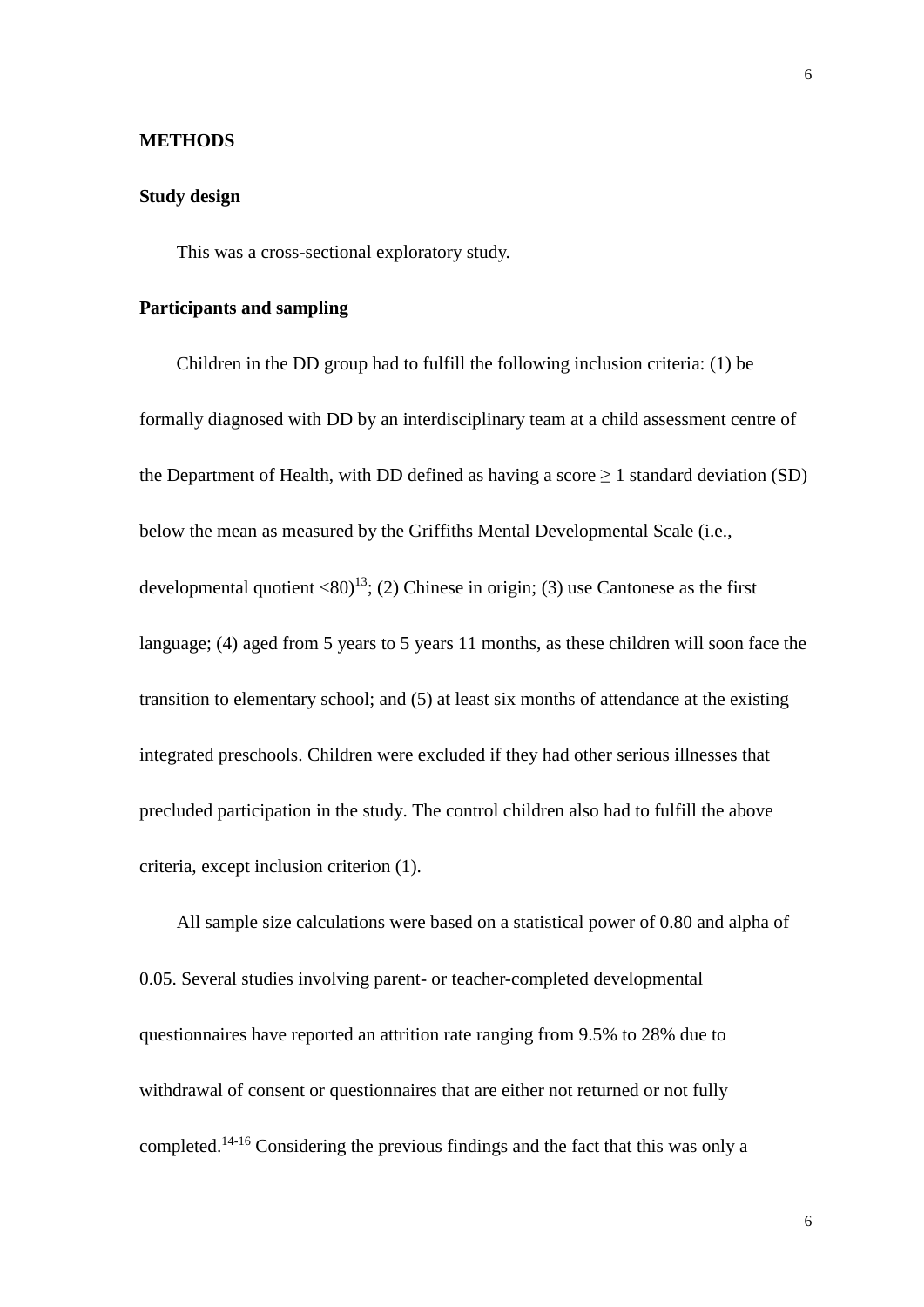## METHODS

### Study design

This was a cross-sectional exploratory study.

### Participants and sampling

Children in the DD group had to fulfill the following inclusion criteria: (1) be formally diagnosed with DD by an interdisciplinary team at a child assessment centre of the Department of Health, with DD defined as having a score ≥ 1 standard deviation (SD) below the mean as measured by the Griffiths Mental Developmental Scale (i.e., developmental quotient <80)[13]; (2) Chinese in origin; (3) use Cantonese as the first language; (4) aged from 5 years to 5 years 11 months, as these children will soon face the transition to elementary school; and (5) at least six months of attendance at the existing integrated preschools. Children were excluded if they had other serious illnesses that precluded participation in the study. The control children also had to fulfill the above criteria, except inclusion criterion (1).

All sample size calculations were based on a statistical power of 0.80 and alpha of 0.05. Several studies involving parent- or teacher-completed developmental questionnaires have reported an attrition rate ranging from 9.5% to 28% due to withdrawal of consent or questionnaires that are either not returned or not fully completed.[14-16] Considering the previous findings and the fact that this was only a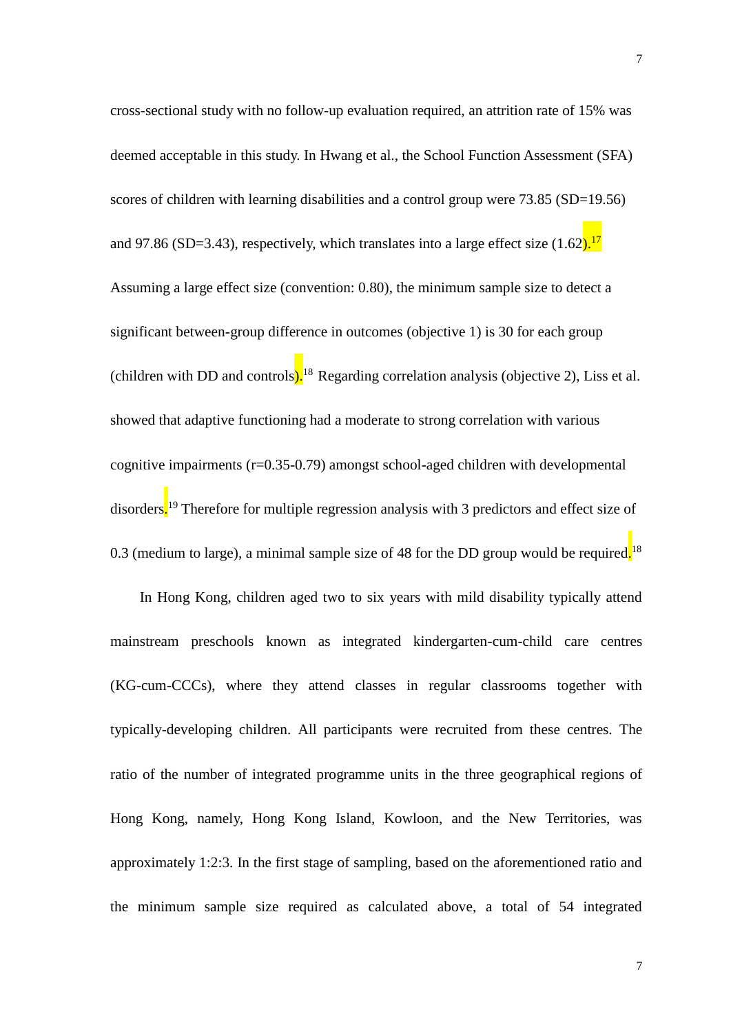cross-sectional study with no follow-up evaluation required, an attrition rate of 15% was deemed acceptable in this study. In Hwang et al., the School Function Assessment (SFA) scores of children with learning disabilities and a control group were 73.85 (SD=19.56) and 97.86 (SD=3.43), respectively, which translates into a large effect size (1.62).[17] Assuming a large effect size (convention: 0.80), the minimum sample size to detect a significant between-group difference in outcomes (objective 1) is 30 for each group (children with DD and controls).[18] Regarding correlation analysis (objective 2), Liss et al. showed that adaptive functioning had a moderate to strong correlation with various cognitive impairments (r=0.35-0.79) amongst school-aged children with developmental disorders.[19] Therefore for multiple regression analysis with 3 predictors and effect size of 0.3 (medium to large), a minimal sample size of 48 for the DD group would be required.[18]

In Hong Kong, children aged two to six years with mild disability typically attend mainstream preschools known as integrated kindergarten-cum-child care centres (KG-cum-CCCs), where they attend classes in regular classrooms together with typically-developing children. All participants were recruited from these centres. The ratio of the number of integrated programme units in the three geographical regions of Hong Kong, namely, Hong Kong Island, Kowloon, and the New Territories, was approximately 1:2:3. In the first stage of sampling, based on the aforementioned ratio and the minimum sample size required as calculated above, a total of 54 integrated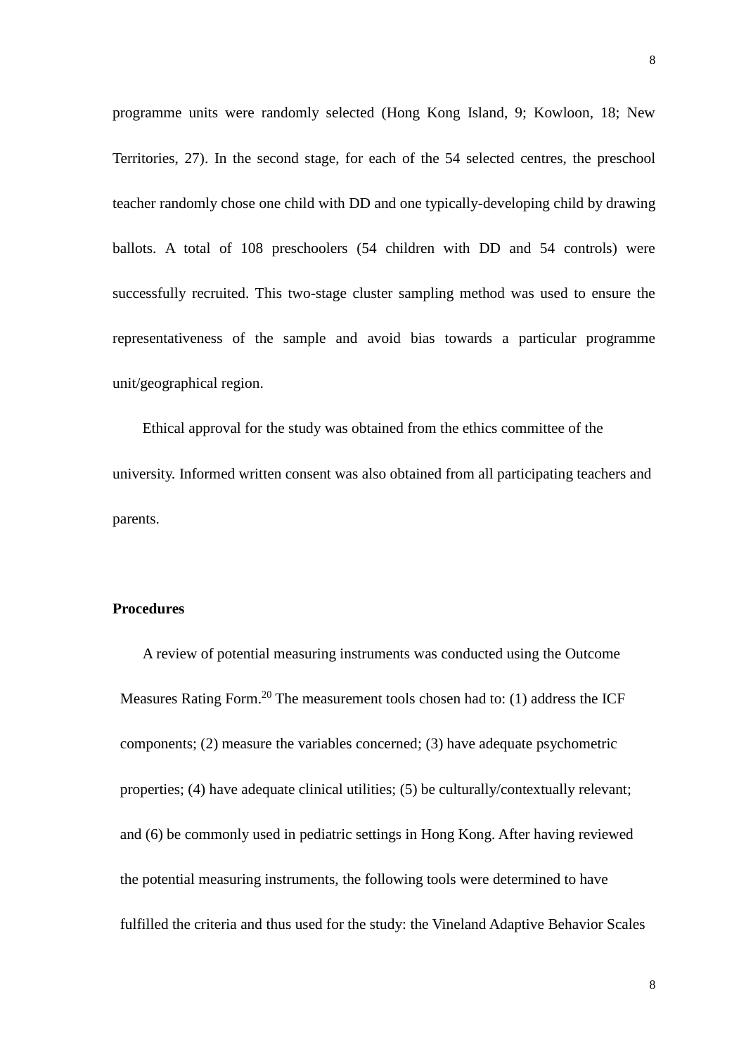programme units were randomly selected (Hong Kong Island, 9; Kowloon, 18; New Territories, 27). In the second stage, for each of the 54 selected centres, the preschool teacher randomly chose one child with DD and one typically-developing child by drawing ballots. A total of 108 preschoolers (54 children with DD and 54 controls) were successfully recruited. This two-stage cluster sampling method was used to ensure the representativeness of the sample and avoid bias towards a particular programme unit/geographical region.

Ethical approval for the study was obtained from the ethics committee of the university. Informed written consent was also obtained from all participating teachers and parents.

**Procedures**

A review of potential measuring instruments was conducted using the Outcome Measures Rating Form.[20] The measurement tools chosen had to: (1) address the ICF components; (2) measure the variables concerned; (3) have adequate psychometric properties; (4) have adequate clinical utilities; (5) be culturally/contextually relevant; and (6) be commonly used in pediatric settings in Hong Kong. After having reviewed the potential measuring instruments, the following tools were determined to have fulfilled the criteria and thus used for the study: the Vineland Adaptive Behavior Scales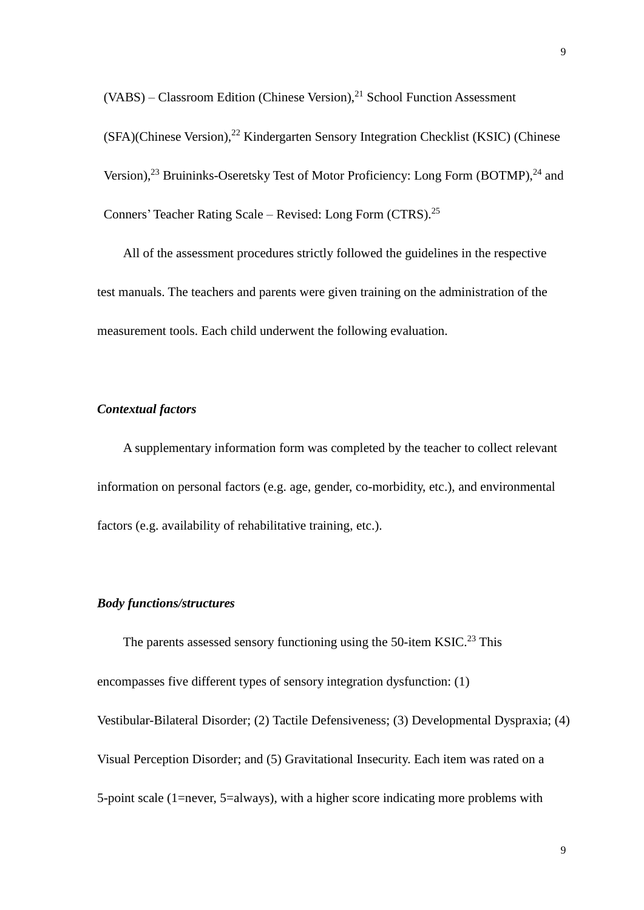(VABS) – Classroom Edition (Chinese Version),[21] School Function Assessment (SFA)(Chinese Version),[22] Kindergarten Sensory Integration Checklist (KSIC) (Chinese Version),[23] Bruininks-Oseretsky Test of Motor Proficiency: Long Form (BOTMP),[24] and Conners' Teacher Rating Scale – Revised: Long Form (CTRS).[25]

All of the assessment procedures strictly followed the guidelines in the respective test manuals. The teachers and parents were given training on the administration of the measurement tools. Each child underwent the following evaluation.

***Contextual factors***

A supplementary information form was completed by the teacher to collect relevant information on personal factors (e.g. age, gender, co-morbidity, etc.), and environmental factors (e.g. availability of rehabilitative training, etc.).

***Body functions/structures***

The parents assessed sensory functioning using the 50-item KSIC.[23] This encompasses five different types of sensory integration dysfunction: (1) Vestibular-Bilateral Disorder; (2) Tactile Defensiveness; (3) Developmental Dyspraxia; (4) Visual Perception Disorder; and (5) Gravitational Insecurity. Each item was rated on a 5-point scale (1=never, 5=always), with a higher score indicating more problems with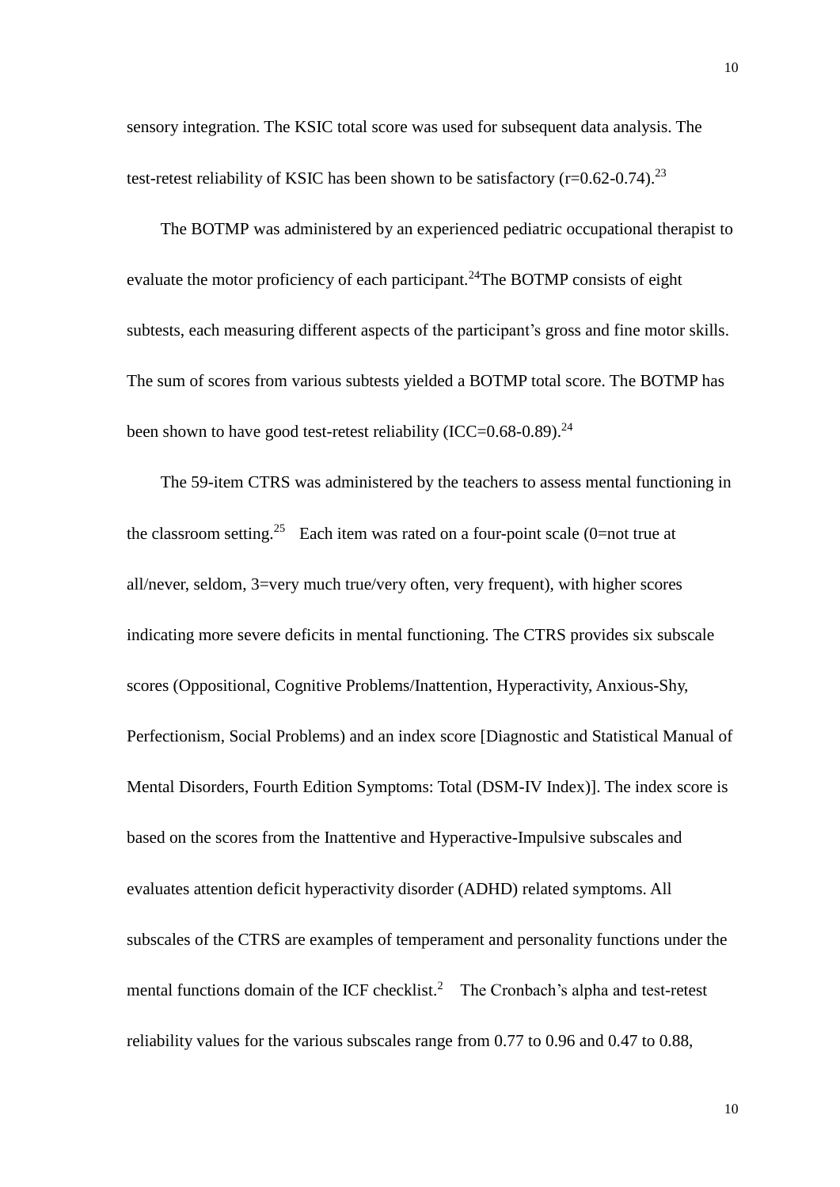sensory integration. The KSIC total score was used for subsequent data analysis. The test-retest reliability of KSIC has been shown to be satisfactory (r=0.62-0.74).[23]

The BOTMP was administered by an experienced pediatric occupational therapist to evaluate the motor proficiency of each participant.[24]The BOTMP consists of eight subtests, each measuring different aspects of the participant's gross and fine motor skills. The sum of scores from various subtests yielded a BOTMP total score. The BOTMP has been shown to have good test-retest reliability (ICC=0.68-0.89).[24]

The 59-item CTRS was administered by the teachers to assess mental functioning in the classroom setting.[25] Each item was rated on a four-point scale (0=not true at all/never, seldom, 3=very much true/very often, very frequent), with higher scores indicating more severe deficits in mental functioning. The CTRS provides six subscale scores (Oppositional, Cognitive Problems/Inattention, Hyperactivity, Anxious-Shy, Perfectionism, Social Problems) and an index score [Diagnostic and Statistical Manual of Mental Disorders, Fourth Edition Symptoms: Total (DSM-IV Index)]. The index score is based on the scores from the Inattentive and Hyperactive-Impulsive subscales and evaluates attention deficit hyperactivity disorder (ADHD) related symptoms. All subscales of the CTRS are examples of temperament and personality functions under the mental functions domain of the ICF checklist.[2] The Cronbach's alpha and test-retest reliability values for the various subscales range from 0.77 to 0.96 and 0.47 to 0.88,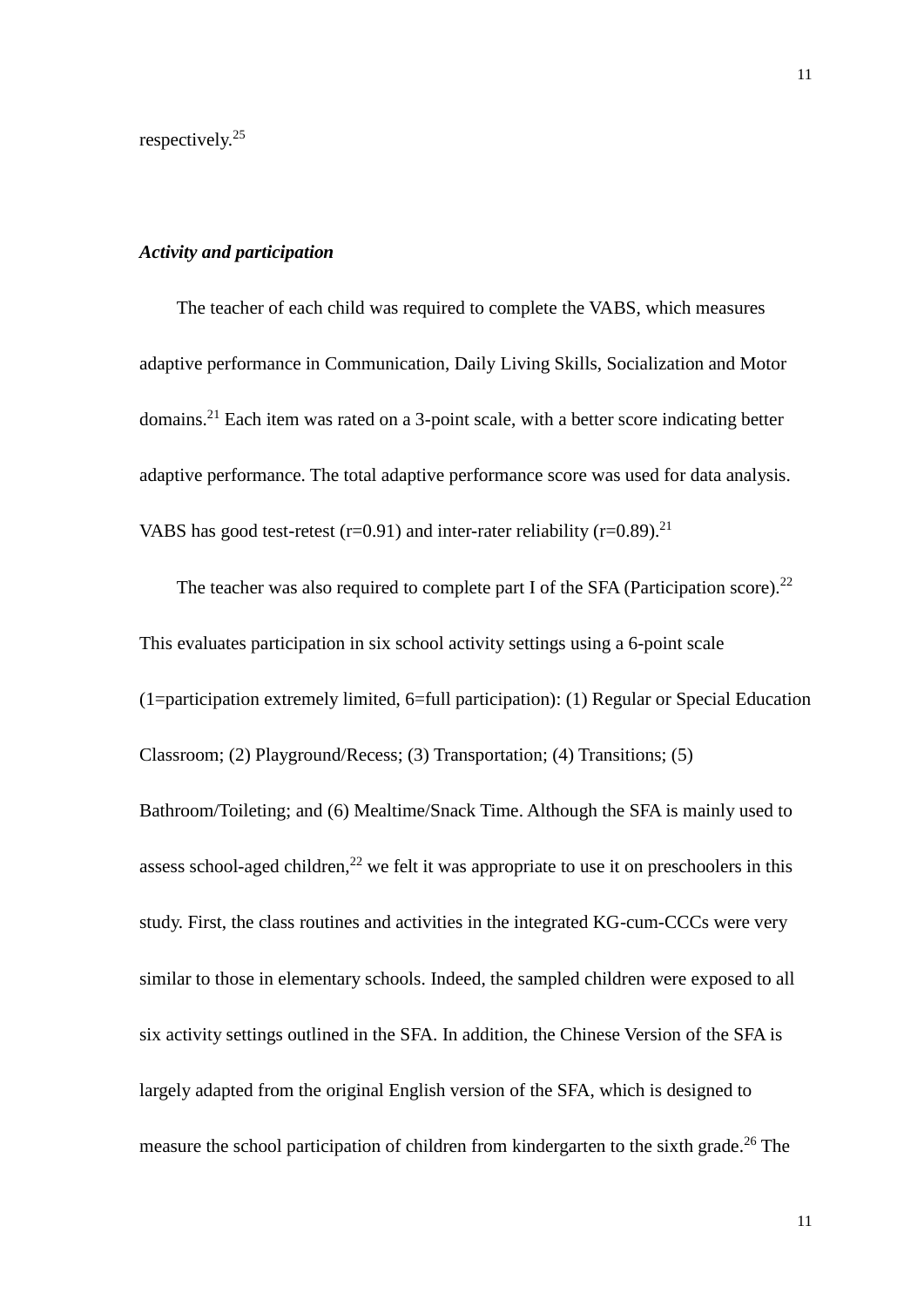respectively.[25]

***Activity and participation***

The teacher of each child was required to complete the VABS, which measures adaptive performance in Communication, Daily Living Skills, Socialization and Motor domains.[21] Each item was rated on a 3-point scale, with a better score indicating better adaptive performance. The total adaptive performance score was used for data analysis. VABS has good test-retest (r=0.91) and inter-rater reliability (r=0.89).[21]

The teacher was also required to complete part I of the SFA (Participation score).[22] This evaluates participation in six school activity settings using a 6-point scale (1=participation extremely limited, 6=full participation): (1) Regular or Special Education Classroom; (2) Playground/Recess; (3) Transportation; (4) Transitions; (5) Bathroom/Toileting; and (6) Mealtime/Snack Time. Although the SFA is mainly used to assess school-aged children,[22] we felt it was appropriate to use it on preschoolers in this study. First, the class routines and activities in the integrated KG-cum-CCCs were very similar to those in elementary schools. Indeed, the sampled children were exposed to all six activity settings outlined in the SFA. In addition, the Chinese Version of the SFA is largely adapted from the original English version of the SFA, which is designed to measure the school participation of children from kindergarten to the sixth grade.[26] The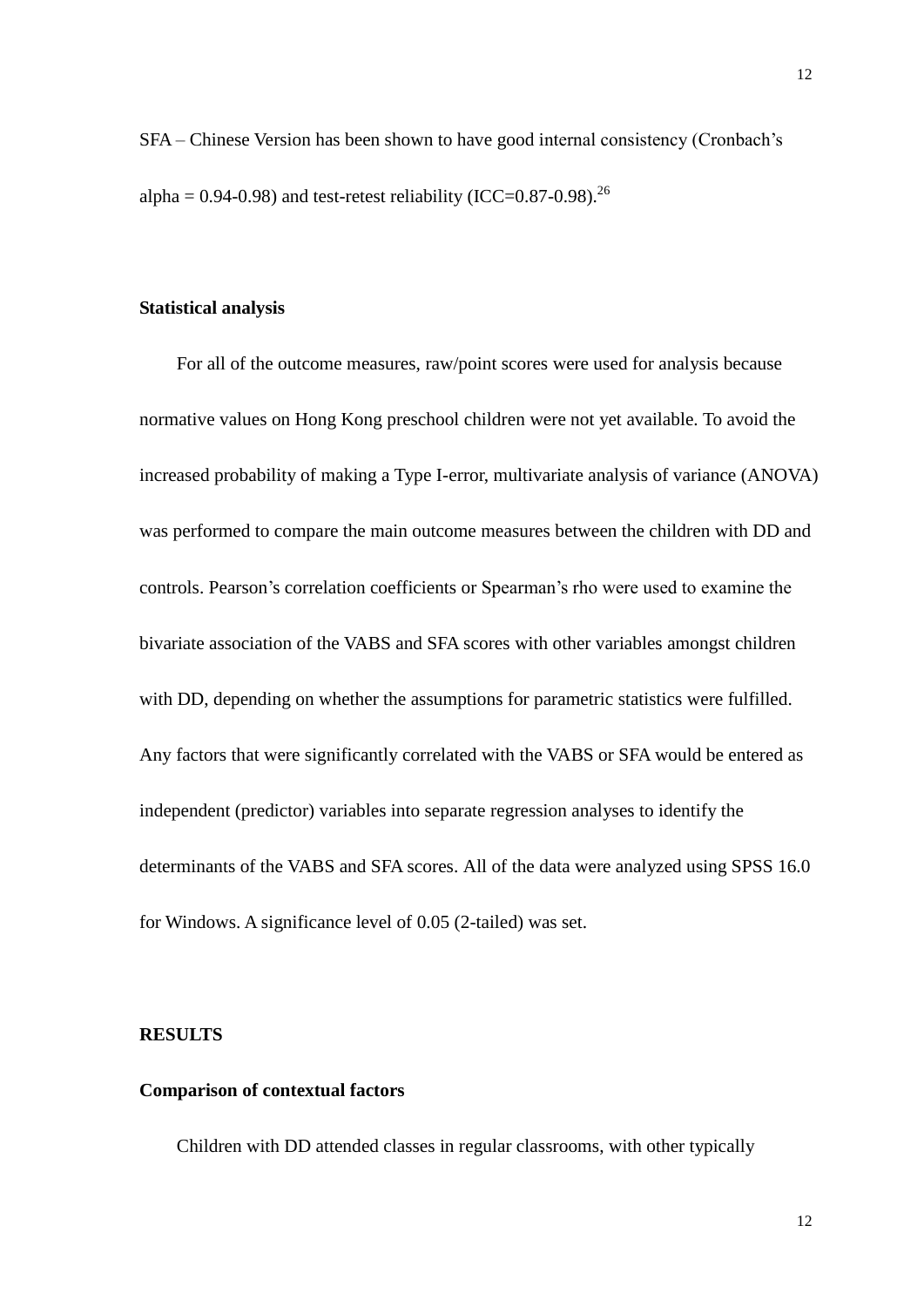SFA – Chinese Version has been shown to have good internal consistency (Cronbach's alpha = 0.94-0.98) and test-retest reliability (ICC=0.87-0.98).[26]

**Statistical analysis**

For all of the outcome measures, raw/point scores were used for analysis because normative values on Hong Kong preschool children were not yet available. To avoid the increased probability of making a Type I-error, multivariate analysis of variance (ANOVA) was performed to compare the main outcome measures between the children with DD and controls. Pearson's correlation coefficients or Spearman's rho were used to examine the bivariate association of the VABS and SFA scores with other variables amongst children with DD, depending on whether the assumptions for parametric statistics were fulfilled. Any factors that were significantly correlated with the VABS or SFA would be entered as independent (predictor) variables into separate regression analyses to identify the determinants of the VABS and SFA scores. All of the data were analyzed using SPSS 16.0 for Windows. A significance level of 0.05 (2-tailed) was set.

**RESULTS**

**Comparison of contextual factors**

Children with DD attended classes in regular classrooms, with other typically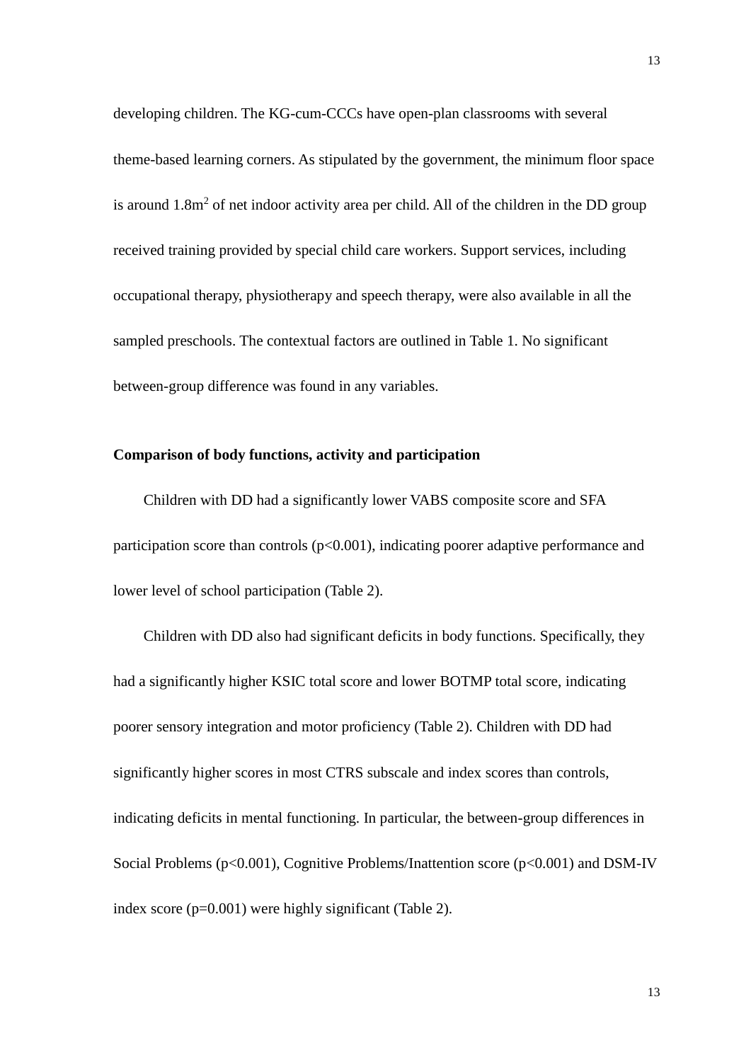developing children. The KG-cum-CCCs have open-plan classrooms with several theme-based learning corners. As stipulated by the government, the minimum floor space is around 1.8m$^2$ of net indoor activity area per child. All of the children in the DD group received training provided by special child care workers. Support services, including occupational therapy, physiotherapy and speech therapy, were also available in all the sampled preschools. The contextual factors are outlined in Table 1. No significant between-group difference was found in any variables.

**Comparison of body functions, activity and participation**

Children with DD had a significantly lower VABS composite score and SFA participation score than controls ($p<0.001$), indicating poorer adaptive performance and lower level of school participation (Table 2).

Children with DD also had significant deficits in body functions. Specifically, they had a significantly higher KSIC total score and lower BOTMP total score, indicating poorer sensory integration and motor proficiency (Table 2). Children with DD had significantly higher scores in most CTRS subscale and index scores than controls, indicating deficits in mental functioning. In particular, the between-group differences in Social Problems ($p<0.001$), Cognitive Problems/Inattention score ($p<0.001$) and DSM-IV index score ($p=0.001$) were highly significant (Table 2).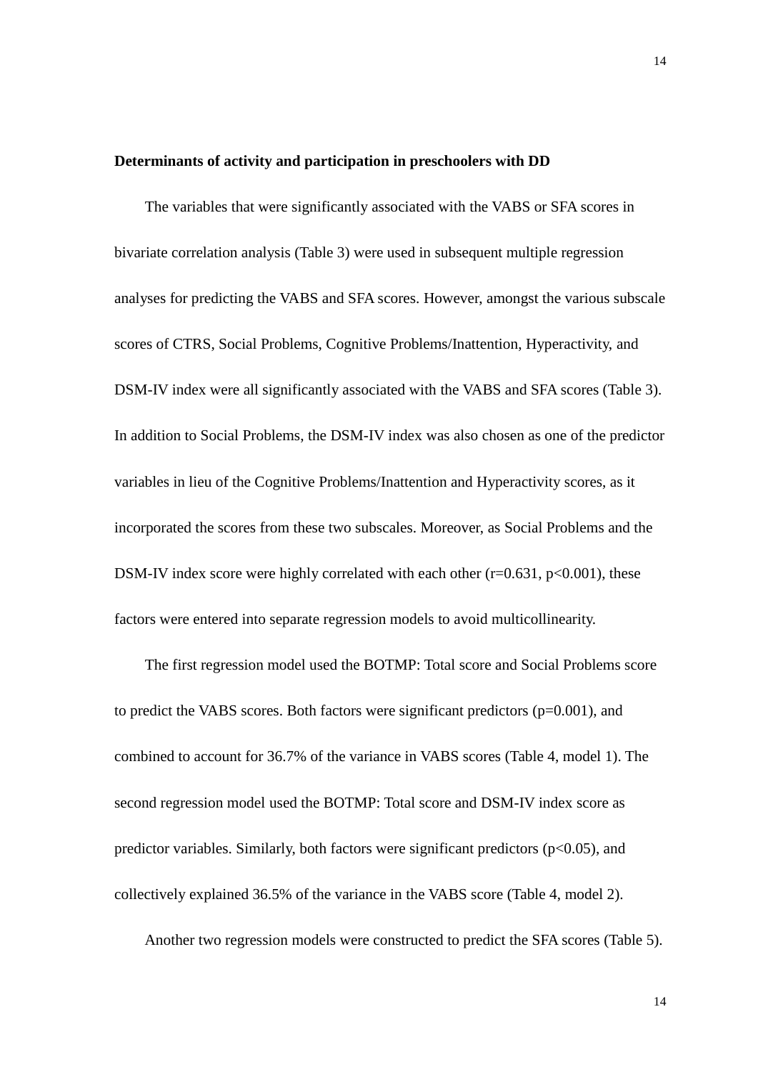**Determinants of activity and participation in preschoolers with DD**

The variables that were significantly associated with the VABS or SFA scores in bivariate correlation analysis (Table 3) were used in subsequent multiple regression analyses for predicting the VABS and SFA scores. However, amongst the various subscale scores of CTRS, Social Problems, Cognitive Problems/Inattention, Hyperactivity, and DSM-IV index were all significantly associated with the VABS and SFA scores (Table 3). In addition to Social Problems, the DSM-IV index was also chosen as one of the predictor variables in lieu of the Cognitive Problems/Inattention and Hyperactivity scores, as it incorporated the scores from these two subscales. Moreover, as Social Problems and the DSM-IV index score were highly correlated with each other ($r=0.631$, $p<0.001$), these factors were entered into separate regression models to avoid multicollinearity.

The first regression model used the BOTMP: Total score and Social Problems score to predict the VABS scores. Both factors were significant predictors ($p=0.001$), and combined to account for 36.7% of the variance in VABS scores (Table 4, model 1). The second regression model used the BOTMP: Total score and DSM-IV index score as predictor variables. Similarly, both factors were significant predictors ($p<0.05$), and collectively explained 36.5% of the variance in the VABS score (Table 4, model 2).

Another two regression models were constructed to predict the SFA scores (Table 5).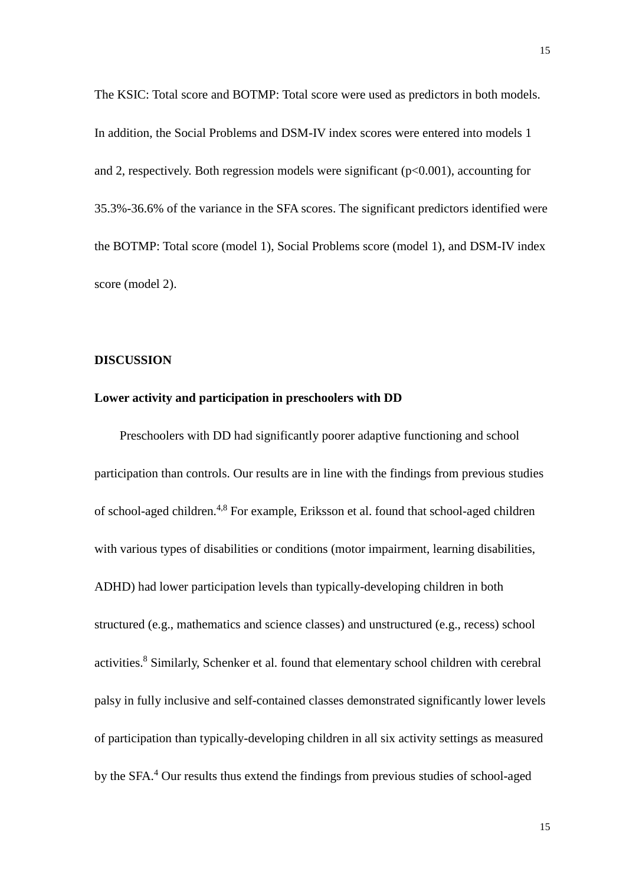The KSIC: Total score and BOTMP: Total score were used as predictors in both models. In addition, the Social Problems and DSM-IV index scores were entered into models 1 and 2, respectively. Both regression models were significant ($p<0.001$), accounting for 35.3%-36.6% of the variance in the SFA scores. The significant predictors identified were the BOTMP: Total score (model 1), Social Problems score (model 1), and DSM-IV index score (model 2).

## DISCUSSION

### Lower activity and participation in preschoolers with DD

Preschoolers with DD had significantly poorer adaptive functioning and school participation than controls. Our results are in line with the findings from previous studies of school-aged children.[4,8] For example, Eriksson et al. found that school-aged children with various types of disabilities or conditions (motor impairment, learning disabilities, ADHD) had lower participation levels than typically-developing children in both structured (e.g., mathematics and science classes) and unstructured (e.g., recess) school activities.[8] Similarly, Schenker et al. found that elementary school children with cerebral palsy in fully inclusive and self-contained classes demonstrated significantly lower levels of participation than typically-developing children in all six activity settings as measured by the SFA.[4] Our results thus extend the findings from previous studies of school-aged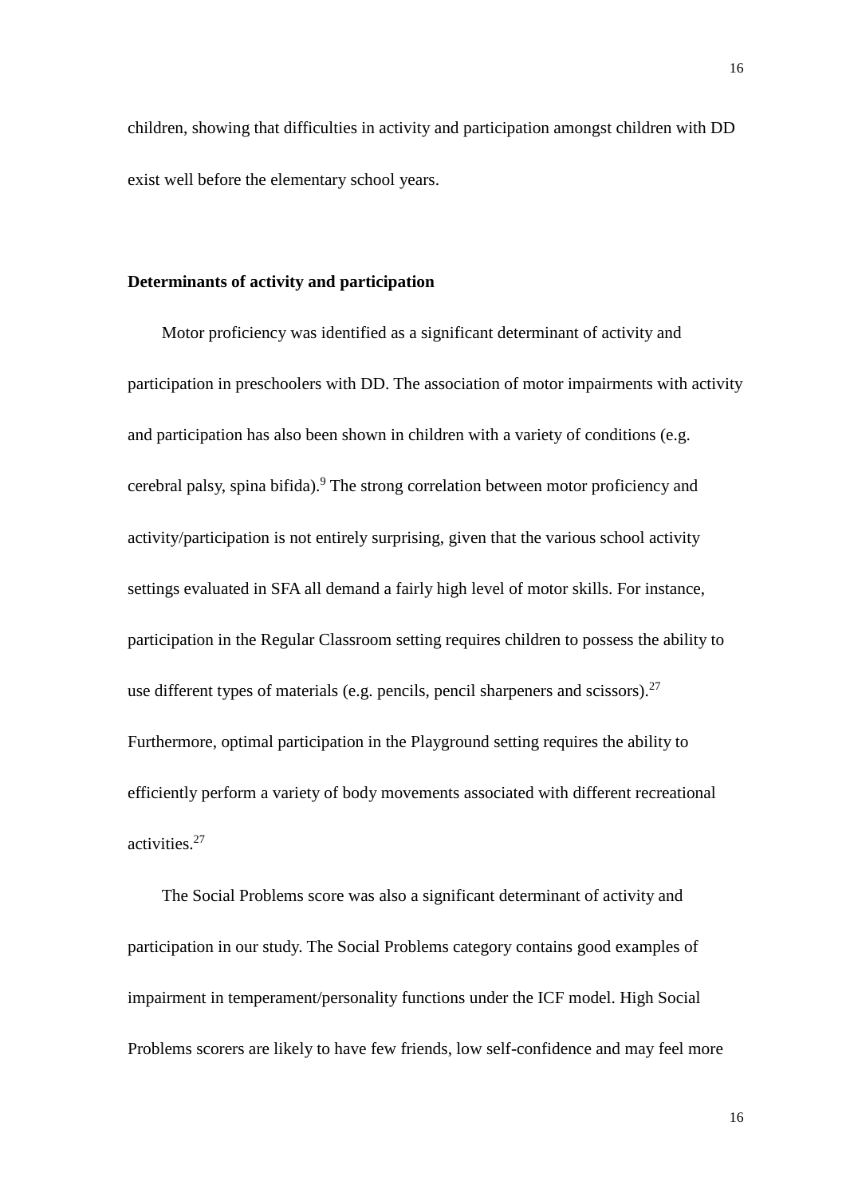children, showing that difficulties in activity and participation amongst children with DD exist well before the elementary school years.

**Determinants of activity and participation**

Motor proficiency was identified as a significant determinant of activity and participation in preschoolers with DD. The association of motor impairments with activity and participation has also been shown in children with a variety of conditions (e.g. cerebral palsy, spina bifida).[9] The strong correlation between motor proficiency and activity/participation is not entirely surprising, given that the various school activity settings evaluated in SFA all demand a fairly high level of motor skills. For instance, participation in the Regular Classroom setting requires children to possess the ability to use different types of materials (e.g. pencils, pencil sharpeners and scissors).[27] Furthermore, optimal participation in the Playground setting requires the ability to efficiently perform a variety of body movements associated with different recreational activities.[27]

The Social Problems score was also a significant determinant of activity and participation in our study. The Social Problems category contains good examples of impairment in temperament/personality functions under the ICF model. High Social Problems scorers are likely to have few friends, low self-confidence and may feel more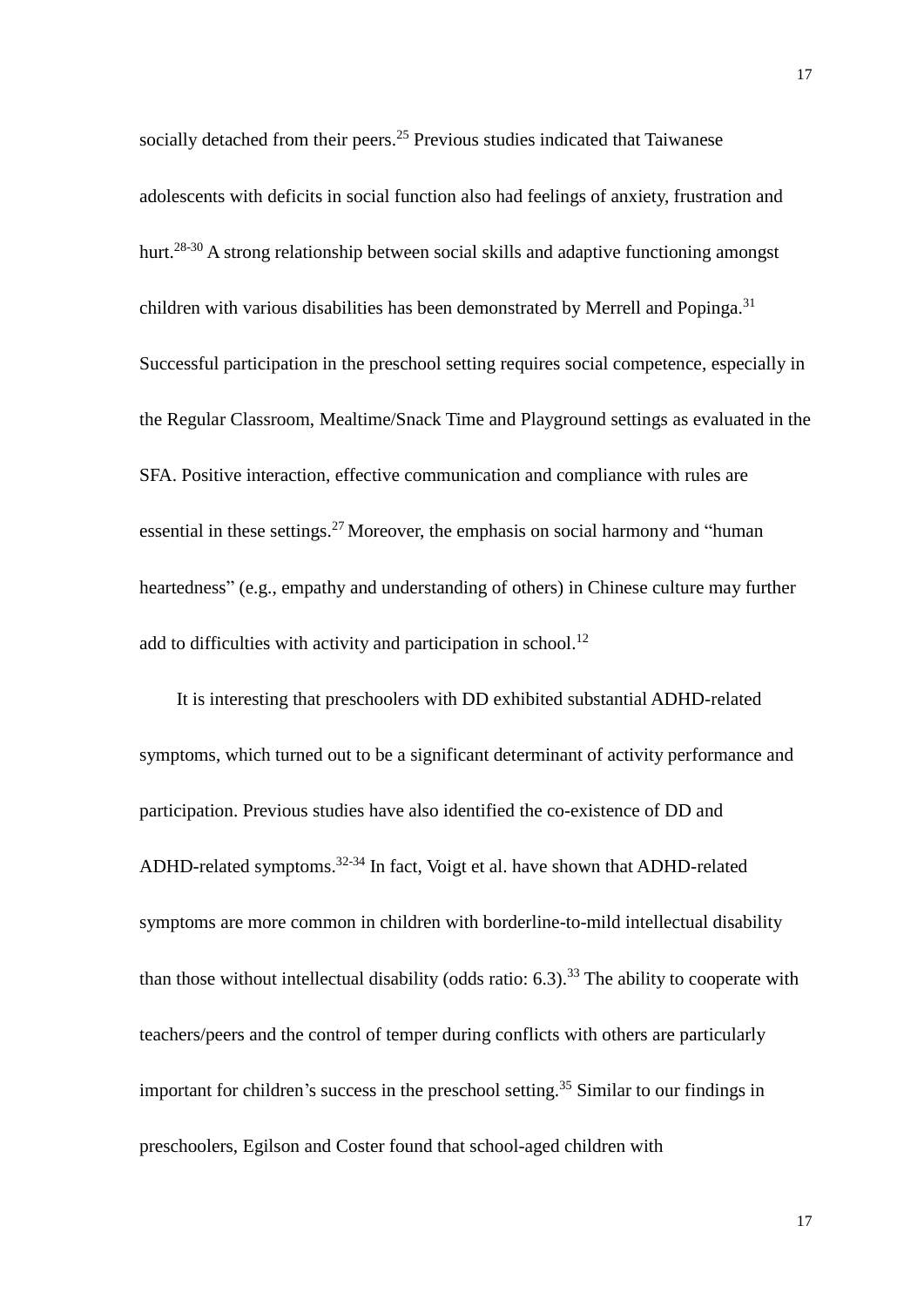socially detached from their peers.[25] Previous studies indicated that Taiwanese adolescents with deficits in social function also had feelings of anxiety, frustration and hurt.[28-30] A strong relationship between social skills and adaptive functioning amongst children with various disabilities has been demonstrated by Merrell and Popinga.[31] Successful participation in the preschool setting requires social competence, especially in the Regular Classroom, Mealtime/Snack Time and Playground settings as evaluated in the SFA. Positive interaction, effective communication and compliance with rules are essential in these settings.[27] Moreover, the emphasis on social harmony and "human heartedness" (e.g., empathy and understanding of others) in Chinese culture may further add to difficulties with activity and participation in school.[12]

It is interesting that preschoolers with DD exhibited substantial ADHD-related symptoms, which turned out to be a significant determinant of activity performance and participation. Previous studies have also identified the co-existence of DD and ADHD-related symptoms.[32-34] In fact, Voigt et al. have shown that ADHD-related symptoms are more common in children with borderline-to-mild intellectual disability than those without intellectual disability (odds ratio: 6.3).[33] The ability to cooperate with teachers/peers and the control of temper during conflicts with others are particularly important for children's success in the preschool setting.[35] Similar to our findings in preschoolers, Egilson and Coster found that school-aged children with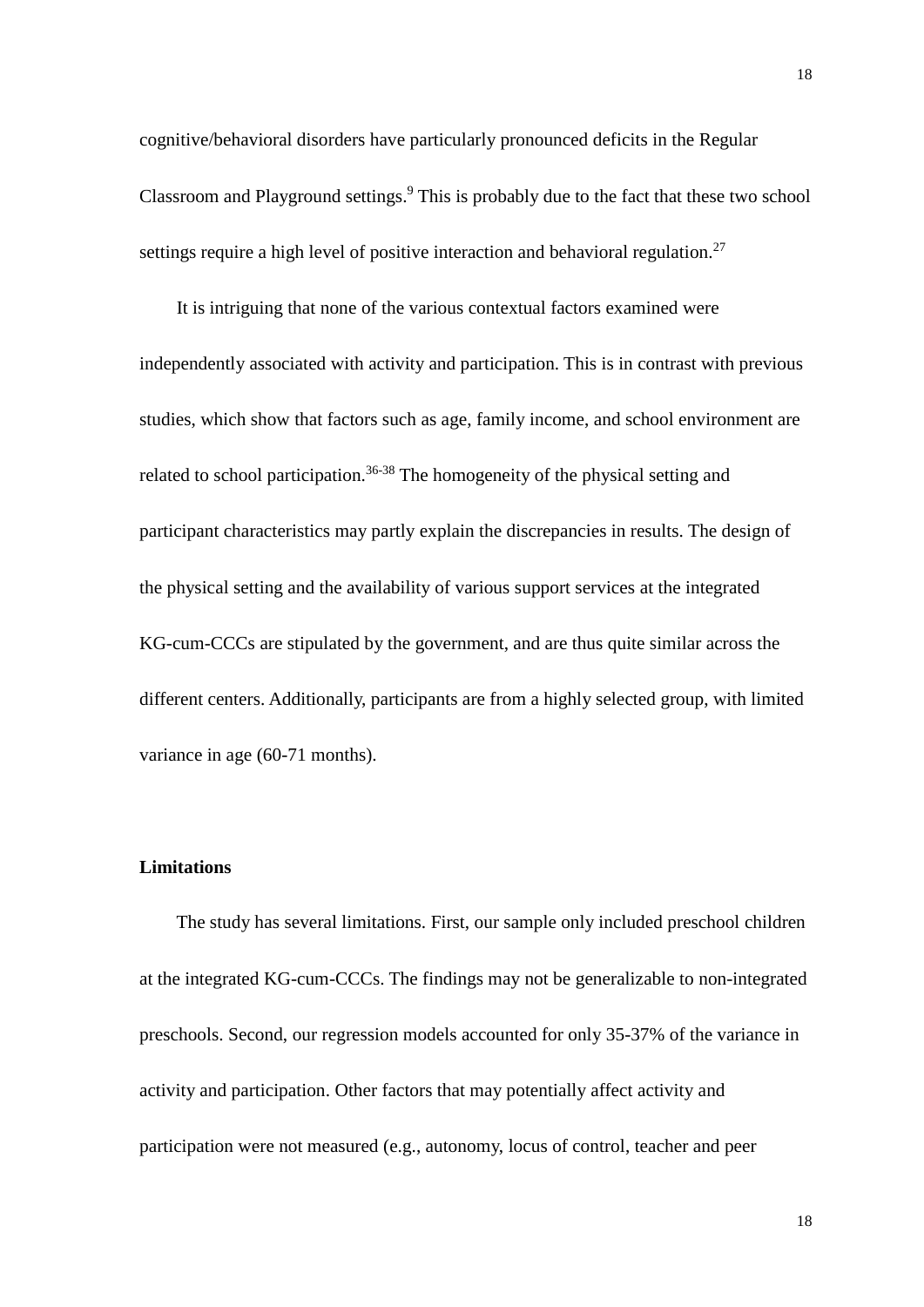cognitive/behavioral disorders have particularly pronounced deficits in the Regular Classroom and Playground settings.[9] This is probably due to the fact that these two school settings require a high level of positive interaction and behavioral regulation.[27]

It is intriguing that none of the various contextual factors examined were independently associated with activity and participation. This is in contrast with previous studies, which show that factors such as age, family income, and school environment are related to school participation.[36-38] The homogeneity of the physical setting and participant characteristics may partly explain the discrepancies in results. The design of the physical setting and the availability of various support services at the integrated KG-cum-CCCs are stipulated by the government, and are thus quite similar across the different centers. Additionally, participants are from a highly selected group, with limited variance in age (60-71 months).

## Limitations

The study has several limitations. First, our sample only included preschool children at the integrated KG-cum-CCCs. The findings may not be generalizable to non-integrated preschools. Second, our regression models accounted for only 35-37% of the variance in activity and participation. Other factors that may potentially affect activity and participation were not measured (e.g., autonomy, locus of control, teacher and peer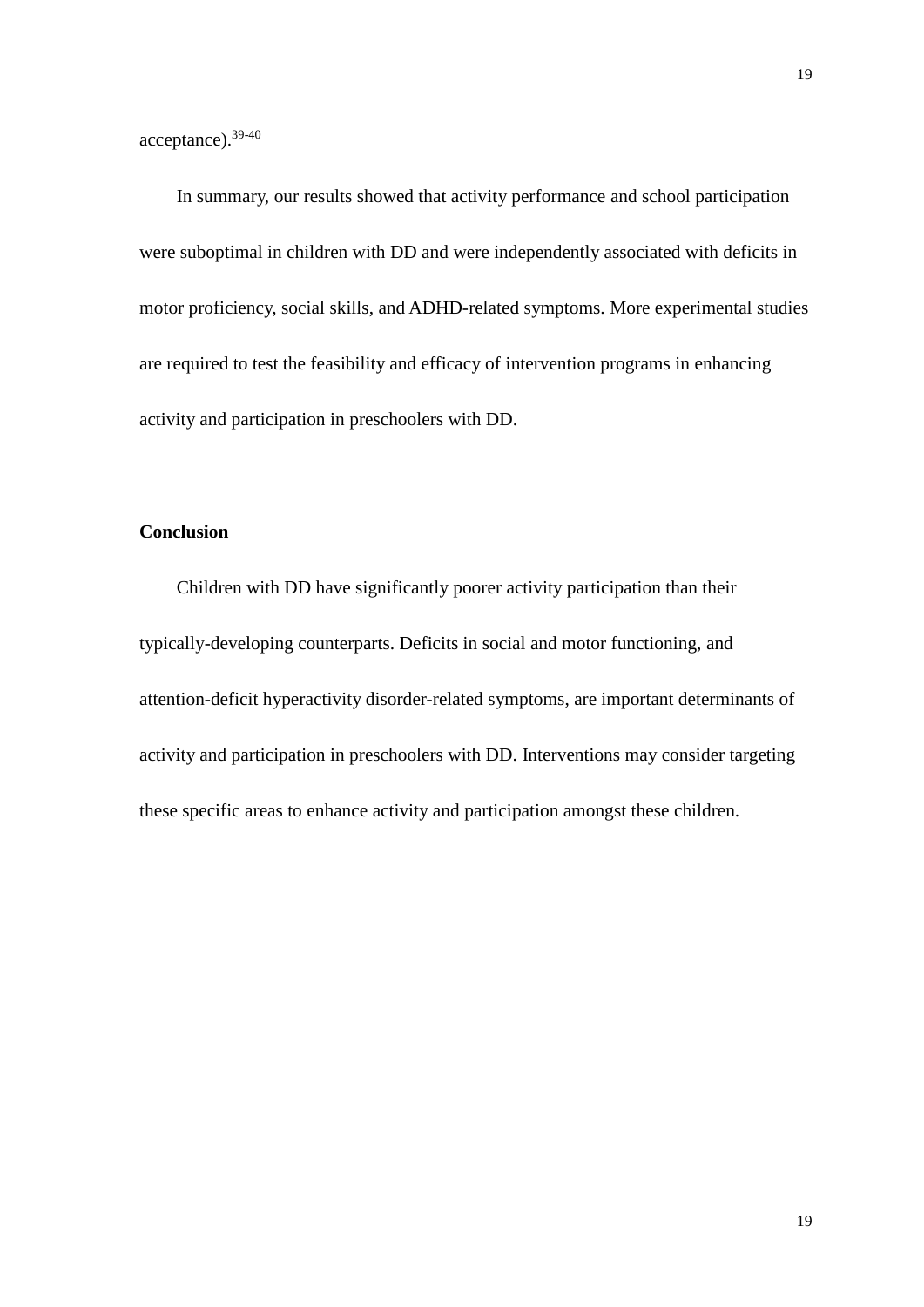acceptance).[39-40]

In summary, our results showed that activity performance and school participation were suboptimal in children with DD and were independently associated with deficits in motor proficiency, social skills, and ADHD-related symptoms. More experimental studies are required to test the feasibility and efficacy of intervention programs in enhancing activity and participation in preschoolers with DD.

## Conclusion

Children with DD have significantly poorer activity participation than their typically-developing counterparts. Deficits in social and motor functioning, and attention-deficit hyperactivity disorder-related symptoms, are important determinants of activity and participation in preschoolers with DD. Interventions may consider targeting these specific areas to enhance activity and participation amongst these children.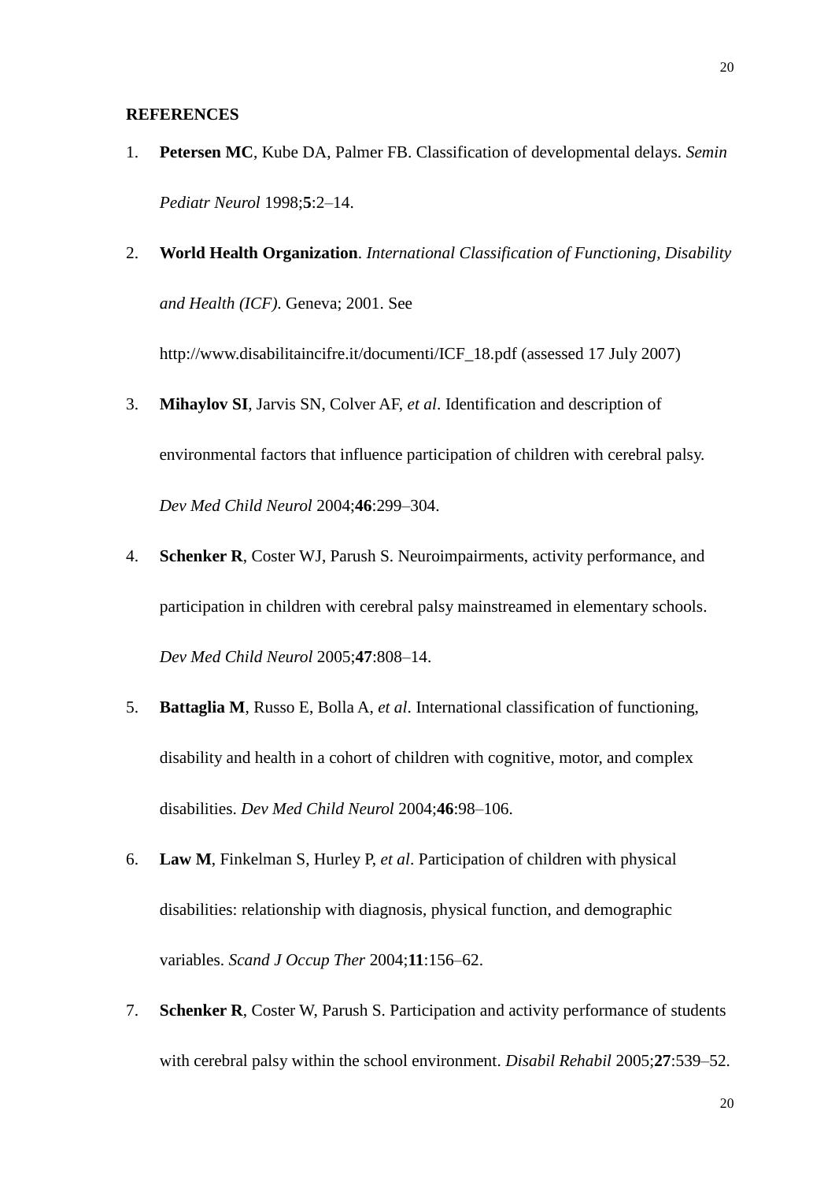**REFERENCES**

1. **Petersen MC**, Kube DA, Palmer FB. Classification of developmental delays. *Semin Pediatr Neurol* 1998;**5**:2–14.
2. **World Health Organization**. *International Classification of Functioning, Disability and Health (ICF)*. Geneva; 2001. See http://www.disabilitaincifre.it/documenti/ICF_18.pdf (assessed 17 July 2007)
3. **Mihaylov SI**, Jarvis SN, Colver AF, *et al*. Identification and description of environmental factors that influence participation of children with cerebral palsy. *Dev Med Child Neurol* 2004;**46**:299–304.
4. **Schenker R**, Coster WJ, Parush S. Neuroimpairments, activity performance, and participation in children with cerebral palsy mainstreamed in elementary schools. *Dev Med Child Neurol* 2005;**47**:808–14.
5. **Battaglia M**, Russo E, Bolla A, *et al*. International classification of functioning, disability and health in a cohort of children with cognitive, motor, and complex disabilities. *Dev Med Child Neurol* 2004;**46**:98–106.
6. **Law M**, Finkelman S, Hurley P, *et al*. Participation of children with physical disabilities: relationship with diagnosis, physical function, and demographic variables. *Scand J Occup Ther* 2004;**11**:156–62.
7. **Schenker R**, Coster W, Parush S. Participation and activity performance of students with cerebral palsy within the school environment. *Disabil Rehabil* 2005;**27**:539–52.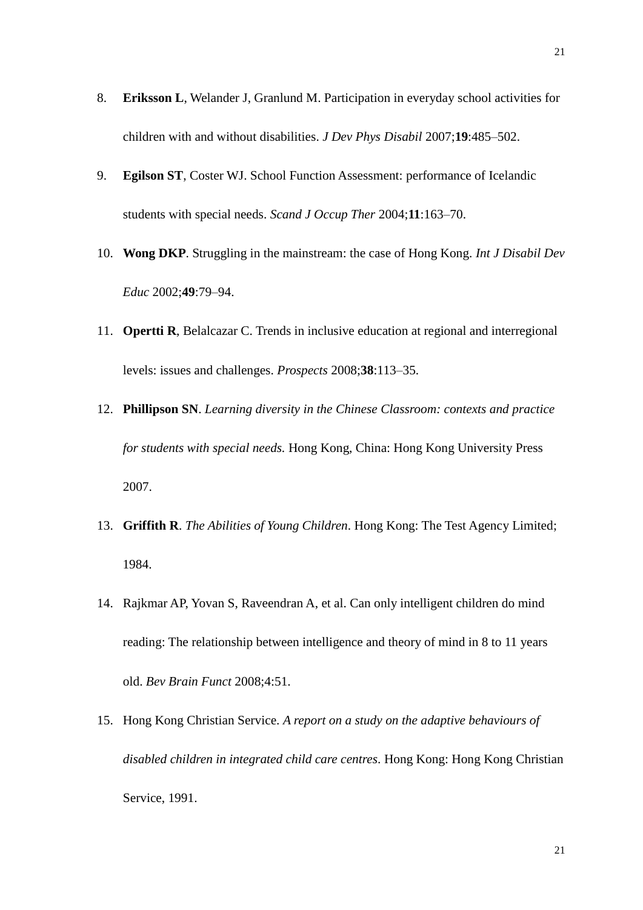8. **Eriksson L**, Welander J, Granlund M. Participation in everyday school activities for children with and without disabilities. *J Dev Phys Disabil* 2007;**19**:485–502.

9. **Egilson ST**, Coster WJ. School Function Assessment: performance of Icelandic students with special needs. *Scand J Occup Ther* 2004;**11**:163–70.

10. **Wong DKP**. Struggling in the mainstream: the case of Hong Kong. *Int J Disabil Dev Educ* 2002;**49**:79–94.

11. **Opertti R**, Belalcazar C. Trends in inclusive education at regional and interregional levels: issues and challenges. *Prospects* 2008;**38**:113–35.

12. **Phillipson SN**. *Learning diversity in the Chinese Classroom: contexts and practice for students with special needs.* Hong Kong, China: Hong Kong University Press 2007.

13. **Griffith R**. *The Abilities of Young Children*. Hong Kong: The Test Agency Limited; 1984.

14. Rajkmar AP, Yovan S, Raveendran A, et al. Can only intelligent children do mind reading: The relationship between intelligence and theory of mind in 8 to 11 years old. *Bev Brain Funct* 2008;4:51.

15. Hong Kong Christian Service. *A report on a study on the adaptive behaviours of disabled children in integrated child care centres*. Hong Kong: Hong Kong Christian Service, 1991.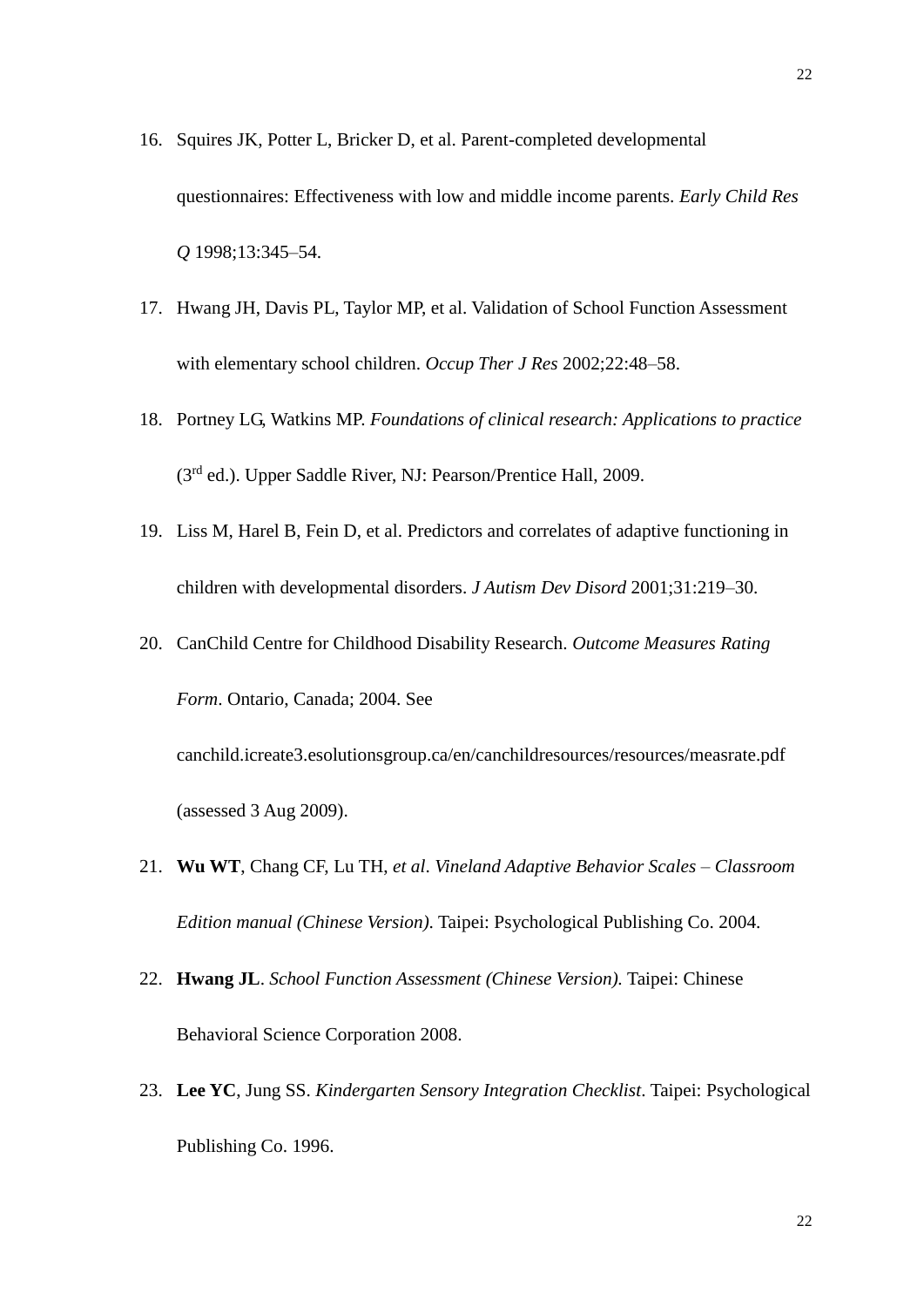16. Squires JK, Potter L, Bricker D, et al. Parent-completed developmental questionnaires: Effectiveness with low and middle income parents. *Early Child Res Q* 1998;13:345–54.
17. Hwang JH, Davis PL, Taylor MP, et al. Validation of School Function Assessment with elementary school children. *Occup Ther J Res* 2002;22:48–58.
18. Portney LG, Watkins MP. *Foundations of clinical research: Applications to practice* (3rd ed.). Upper Saddle River, NJ: Pearson/Prentice Hall, 2009.
19. Liss M, Harel B, Fein D, et al. Predictors and correlates of adaptive functioning in children with developmental disorders. *J Autism Dev Disord* 2001;31:219–30.
20. CanChild Centre for Childhood Disability Research. *Outcome Measures Rating Form*. Ontario, Canada; 2004. See canchild.icreate3.esolutionsgroup.ca/en/canchildresources/resources/measrate.pdf (assessed 3 Aug 2009).
21. **Wu WT**, Chang CF, Lu TH, *et al*. *Vineland Adaptive Behavior Scales – Classroom Edition manual (Chinese Version).* Taipei: Psychological Publishing Co. 2004.
22. **Hwang JL**. *School Function Assessment (Chinese Version).* Taipei: Chinese Behavioral Science Corporation 2008.
23. **Lee YC**, Jung SS. *Kindergarten Sensory Integration Checklist*. Taipei: Psychological Publishing Co. 1996.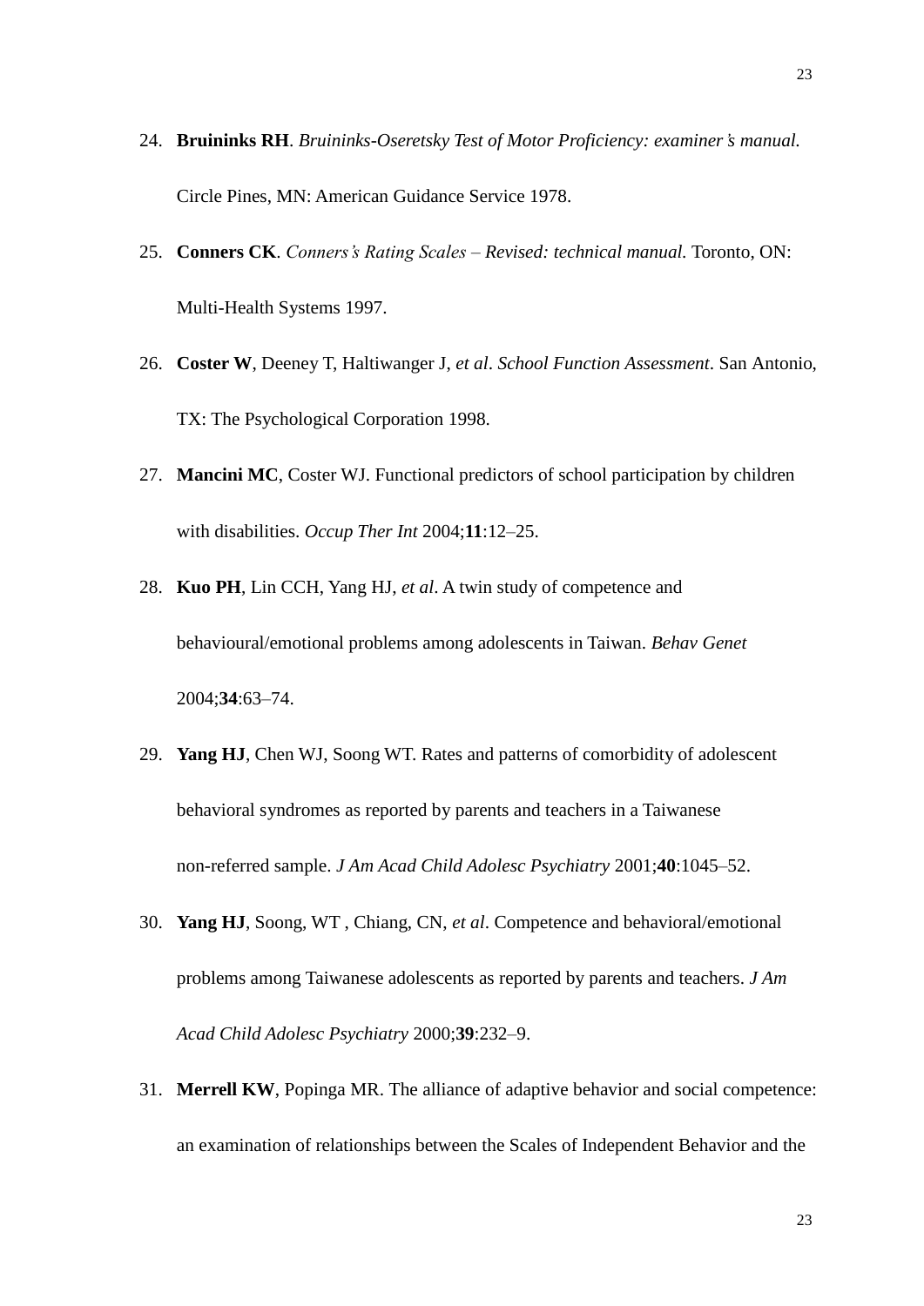24. **Bruininks RH**. *Bruininks-Oseretsky Test of Motor Proficiency: examiner's manual.* Circle Pines, MN: American Guidance Service 1978.

25. **Conners CK**. *Conners's Rating Scales – Revised: technical manual.* Toronto, ON: Multi-Health Systems 1997.

26. **Coster W**, Deeney T, Haltiwanger J, *et al*. *School Function Assessment*. San Antonio, TX: The Psychological Corporation 1998.

27. **Mancini MC**, Coster WJ. Functional predictors of school participation by children with disabilities. *Occup Ther Int* 2004;**11**:12–25.

28. **Kuo PH**, Lin CCH, Yang HJ, *et al*. A twin study of competence and behavioural/emotional problems among adolescents in Taiwan. *Behav Genet* 2004;**34**:63–74.

29. **Yang HJ**, Chen WJ, Soong WT. Rates and patterns of comorbidity of adolescent behavioral syndromes as reported by parents and teachers in a Taiwanese non-referred sample. *J Am Acad Child Adolesc Psychiatry* 2001;**40**:1045–52.

30. **Yang HJ**, Soong, WT , Chiang, CN, *et al*. Competence and behavioral/emotional problems among Taiwanese adolescents as reported by parents and teachers. *J Am Acad Child Adolesc Psychiatry* 2000;**39**:232–9.

31. **Merrell KW**, Popinga MR. The alliance of adaptive behavior and social competence: an examination of relationships between the Scales of Independent Behavior and the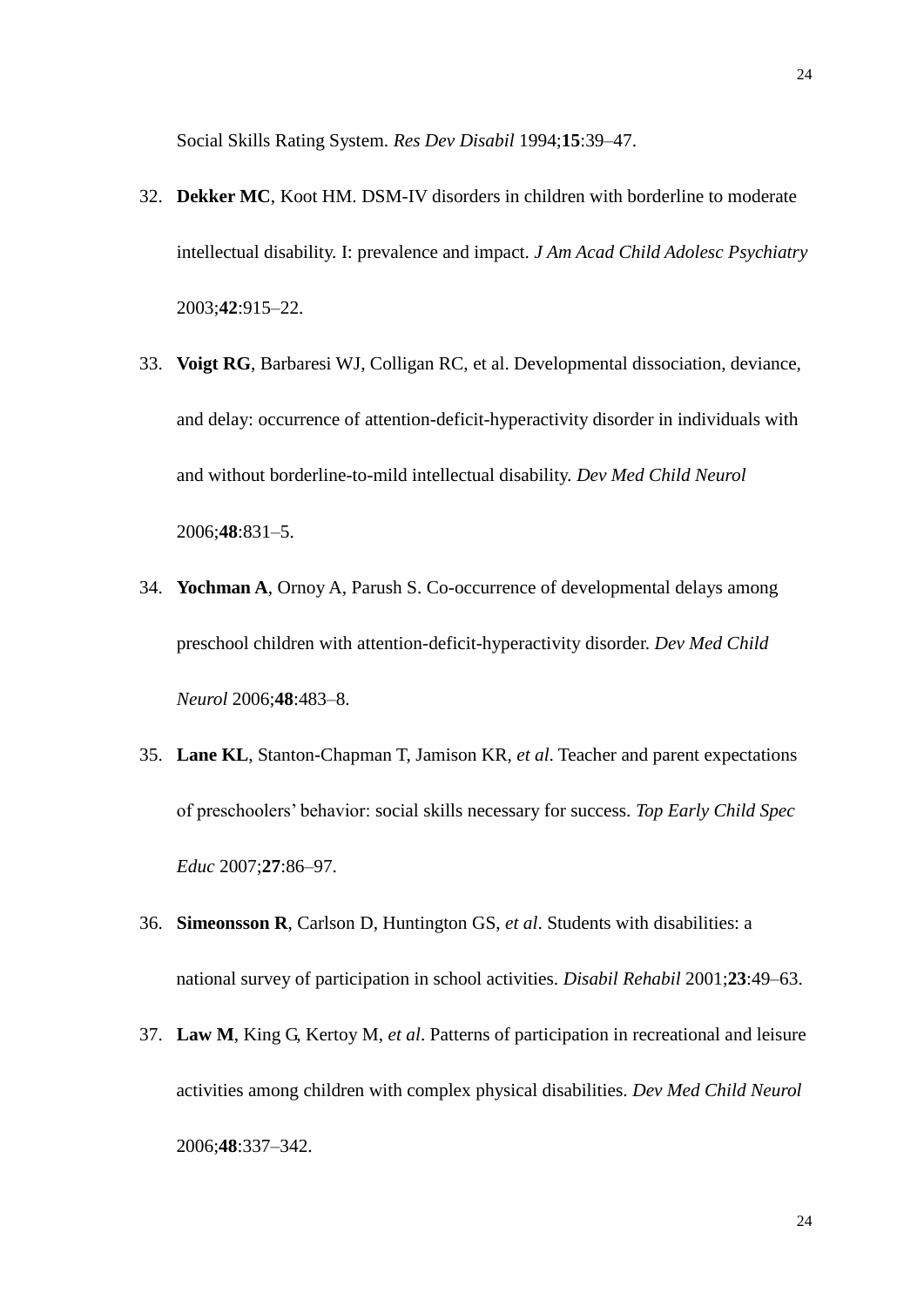Social Skills Rating System. *Res Dev Disabil* 1994;**15**:39–47.

32. **Dekker MC**, Koot HM. DSM-IV disorders in children with borderline to moderate intellectual disability. I: prevalence and impact. *J Am Acad Child Adolesc Psychiatry* 2003;**42**:915–22.

33. **Voigt RG**, Barbaresi WJ, Colligan RC, et al. Developmental dissociation, deviance, and delay: occurrence of attention-deficit-hyperactivity disorder in individuals with and without borderline-to-mild intellectual disability. *Dev Med Child Neurol* 2006;**48**:831–5.

34. **Yochman A**, Ornoy A, Parush S. Co-occurrence of developmental delays among preschool children with attention-deficit-hyperactivity disorder. *Dev Med Child Neurol* 2006;**48**:483–8.

35. **Lane KL**, Stanton-Chapman T, Jamison KR, *et al*. Teacher and parent expectations of preschoolers' behavior: social skills necessary for success. *Top Early Child Spec Educ* 2007;**27**:86–97.

36. **Simeonsson R**, Carlson D, Huntington GS, *et al*. Students with disabilities: a national survey of participation in school activities. *Disabil Rehabil* 2001;**23**:49–63.

37. **Law M**, King G, Kertoy M, *et al*. Patterns of participation in recreational and leisure activities among children with complex physical disabilities. *Dev Med Child Neurol* 2006;**48**:337–342.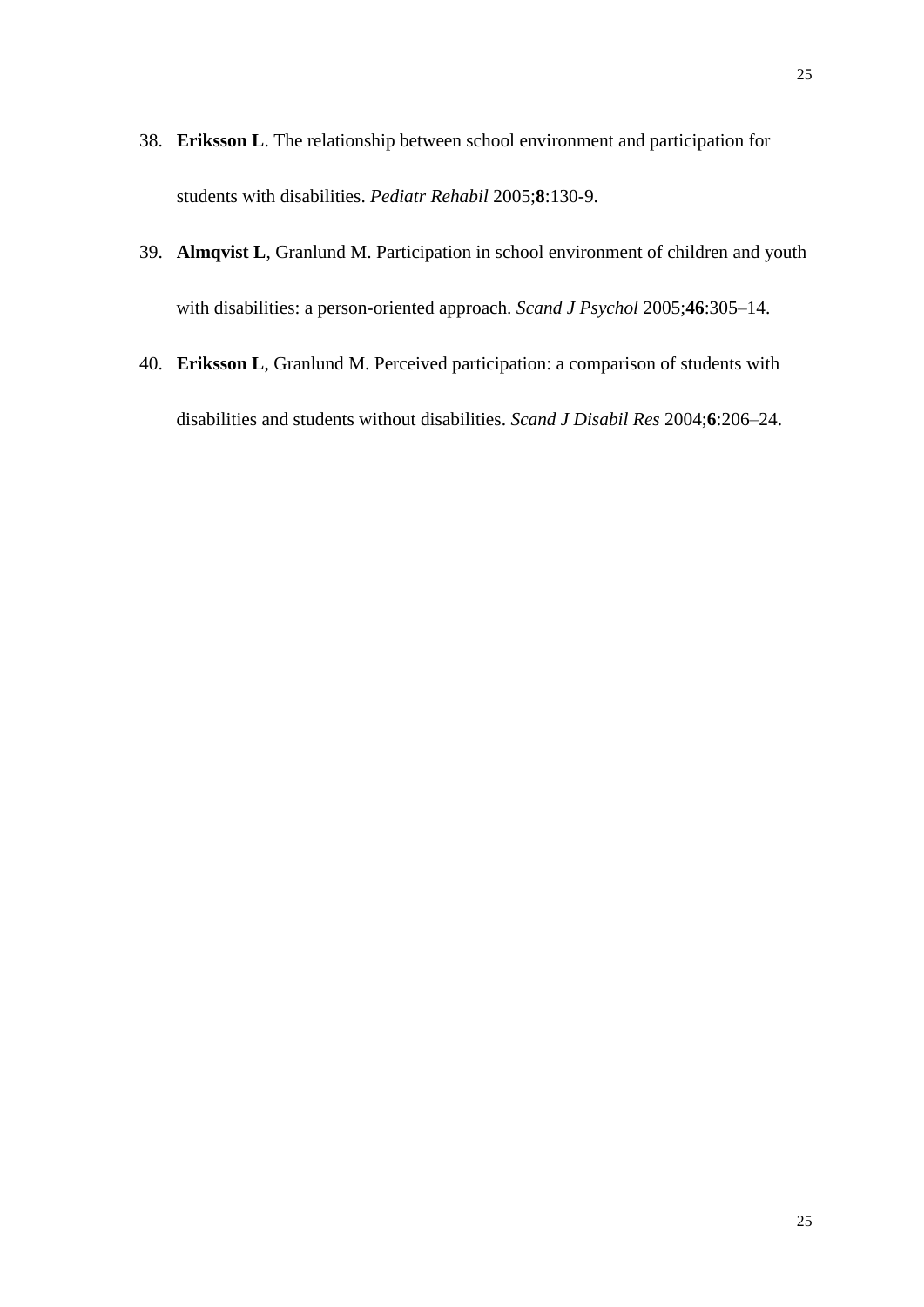38. **Eriksson L**. The relationship between school environment and participation for students with disabilities. *Pediatr Rehabil* 2005;**8**:130-9.
39. **Almqvist L**, Granlund M. Participation in school environment of children and youth with disabilities: a person-oriented approach. *Scand J Psychol* 2005;**46**:305–14.
40. **Eriksson L**, Granlund M. Perceived participation: a comparison of students with disabilities and students without disabilities. *Scand J Disabil Res* 2004;**6**:206–24.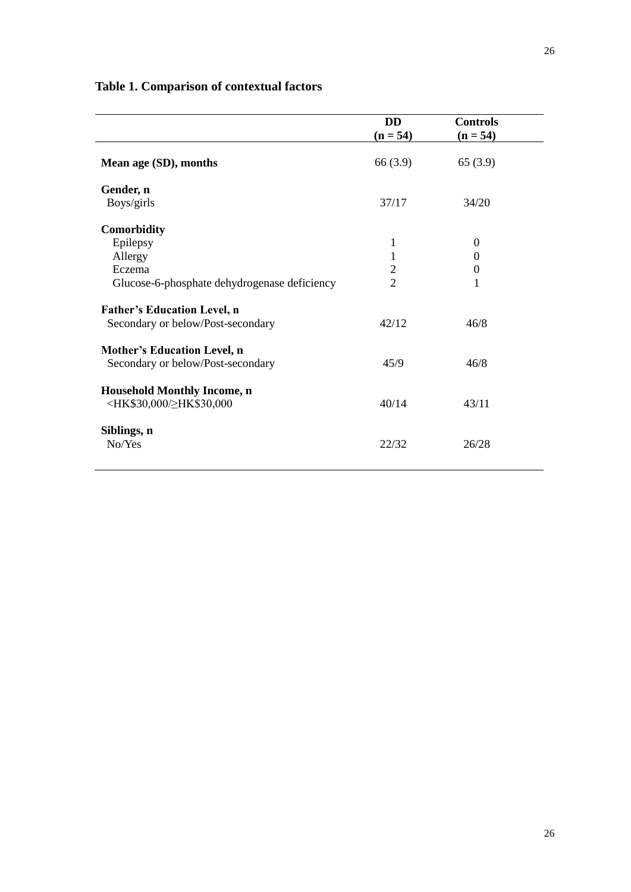**Table 1. Comparison of contextual factors**

| | DD (n = 54) | Controls (n = 54) |
|---|---|---|
| **Mean age (SD), months** | 66 (3.9) | 65 (3.9) |
| **Gender, n** | | |
| Boys/girls | 37/17 | 34/20 |
| **Comorbidity** | | |
| Epilepsy | 1 | 0 |
| Allergy | 1 | 0 |
| Eczema | 2 | 0 |
| Glucose-6-phosphate dehydrogenase deficiency | 2 | 1 |
| **Father's Education Level, n** | | |
| Secondary or below/Post-secondary | 42/12 | 46/8 |
| **Mother's Education Level, n** | | |
| Secondary or below/Post-secondary | 45/9 | 46/8 |
| **Household Monthly Income, n** | | |
| <HK$30,000/≥HK$30,000 | 40/14 | 43/11 |
| **Siblings, n** | | |
| No/Yes | 22/32 | 26/28 |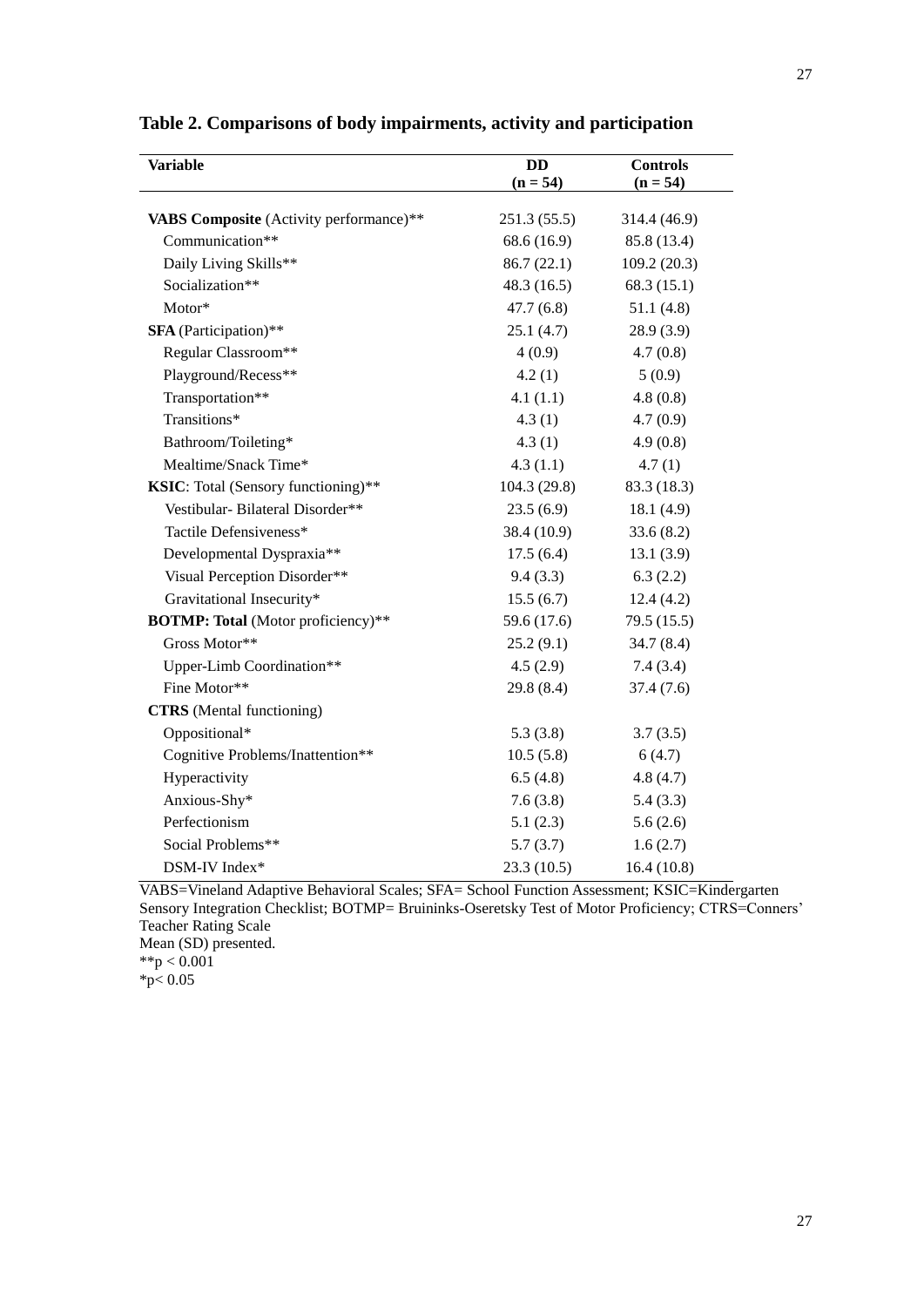**Table 2. Comparisons of body impairments, activity and participation**

| Variable | DD (n = 54) | Controls (n = 54) |
|---|---|---|
| **VABS Composite** (Activity performance)** | 251.3 (55.5) | 314.4 (46.9) |
| Communication** | 68.6 (16.9) | 85.8 (13.4) |
| Daily Living Skills** | 86.7 (22.1) | 109.2 (20.3) |
| Socialization** | 48.3 (16.5) | 68.3 (15.1) |
| Motor* | 47.7 (6.8) | 51.1 (4.8) |
| **SFA** (Participation)** | 25.1 (4.7) | 28.9 (3.9) |
| Regular Classroom** | 4 (0.9) | 4.7 (0.8) |
| Playground/Recess** | 4.2 (1) | 5 (0.9) |
| Transportation** | 4.1 (1.1) | 4.8 (0.8) |
| Transitions* | 4.3 (1) | 4.7 (0.9) |
| Bathroom/Toileting* | 4.3 (1) | 4.9 (0.8) |
| Mealtime/Snack Time* | 4.3 (1.1) | 4.7 (1) |
| **KSIC**: Total (Sensory functioning)** | 104.3 (29.8) | 83.3 (18.3) |
| Vestibular- Bilateral Disorder** | 23.5 (6.9) | 18.1 (4.9) |
| Tactile Defensiveness* | 38.4 (10.9) | 33.6 (8.2) |
| Developmental Dyspraxia** | 17.5 (6.4) | 13.1 (3.9) |
| Visual Perception Disorder** | 9.4 (3.3) | 6.3 (2.2) |
| Gravitational Insecurity* | 15.5 (6.7) | 12.4 (4.2) |
| **BOTMP: Total** (Motor proficiency)** | 59.6 (17.6) | 79.5 (15.5) |
| Gross Motor** | 25.2 (9.1) | 34.7 (8.4) |
| Upper-Limb Coordination** | 4.5 (2.9) | 7.4 (3.4) |
| Fine Motor** | 29.8 (8.4) | 37.4 (7.6) |
| **CTRS** (Mental functioning) | | |
| Oppositional* | 5.3 (3.8) | 3.7 (3.5) |
| Cognitive Problems/Inattention** | 10.5 (5.8) | 6 (4.7) |
| Hyperactivity | 6.5 (4.8) | 4.8 (4.7) |
| Anxious-Shy* | 7.6 (3.8) | 5.4 (3.3) |
| Perfectionism | 5.1 (2.3) | 5.6 (2.6) |
| Social Problems** | 5.7 (3.7) | 1.6 (2.7) |
| DSM-IV Index* | 23.3 (10.5) | 16.4 (10.8) |

VABS=Vineland Adaptive Behavioral Scales; SFA= School Function Assessment; KSIC=Kindergarten Sensory Integration Checklist; BOTMP= Bruininks-Oseretsky Test of Motor Proficiency; CTRS=Conners' Teacher Rating Scale

Mean (SD) presented.

**$p < 0.001$

*$p < 0.05$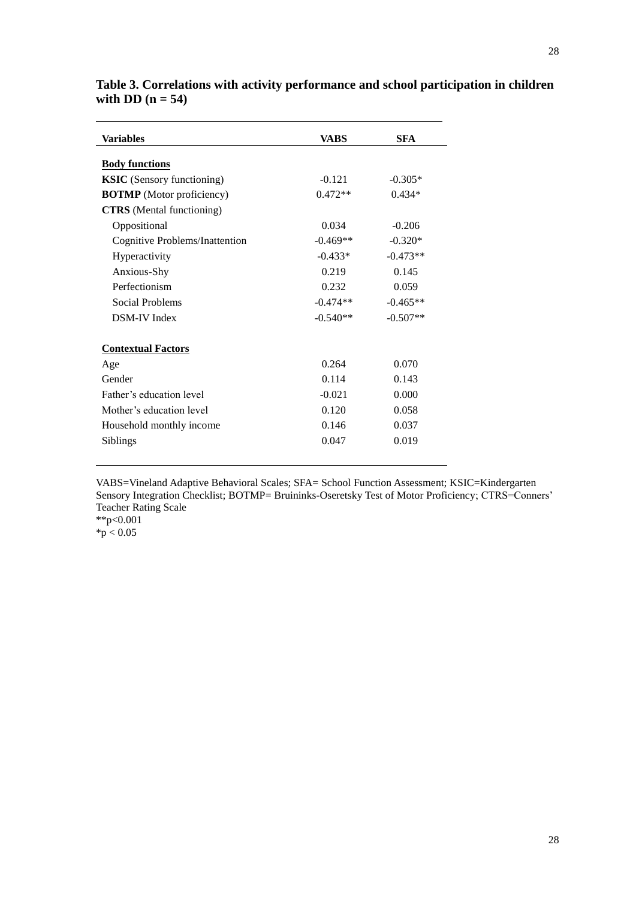**Table 3. Correlations with activity performance and school participation in children with DD (n = 54)**

| Variables | VABS | SFA |
|---|---|---|
| <u>**Body functions**</u> | | |
| **KSIC** (Sensory functioning) | -0.121 | -0.305* |
| **BOTMP** (Motor proficiency) | 0.472** | 0.434* |
| **CTRS** (Mental functioning) | | |
| Oppositional | 0.034 | -0.206 |
| Cognitive Problems/Inattention | -0.469** | -0.320* |
| Hyperactivity | -0.433* | -0.473** |
| Anxious-Shy | 0.219 | 0.145 |
| Perfectionism | 0.232 | 0.059 |
| Social Problems | -0.474** | -0.465** |
| DSM-IV Index | -0.540** | -0.507** |
| <u>**Contextual Factors**</u> | | |
| Age | 0.264 | 0.070 |
| Gender | 0.114 | 0.143 |
| Father's education level | -0.021 | 0.000 |
| Mother's education level | 0.120 | 0.058 |
| Household monthly income | 0.146 | 0.037 |
| Siblings | 0.047 | 0.019 |

VABS=Vineland Adaptive Behavioral Scales; SFA= School Function Assessment; KSIC=Kindergarten Sensory Integration Checklist; BOTMP= Bruininks-Oseretsky Test of Motor Proficiency; CTRS=Conners' Teacher Rating Scale

**$p<0.001$

*$p < 0.05$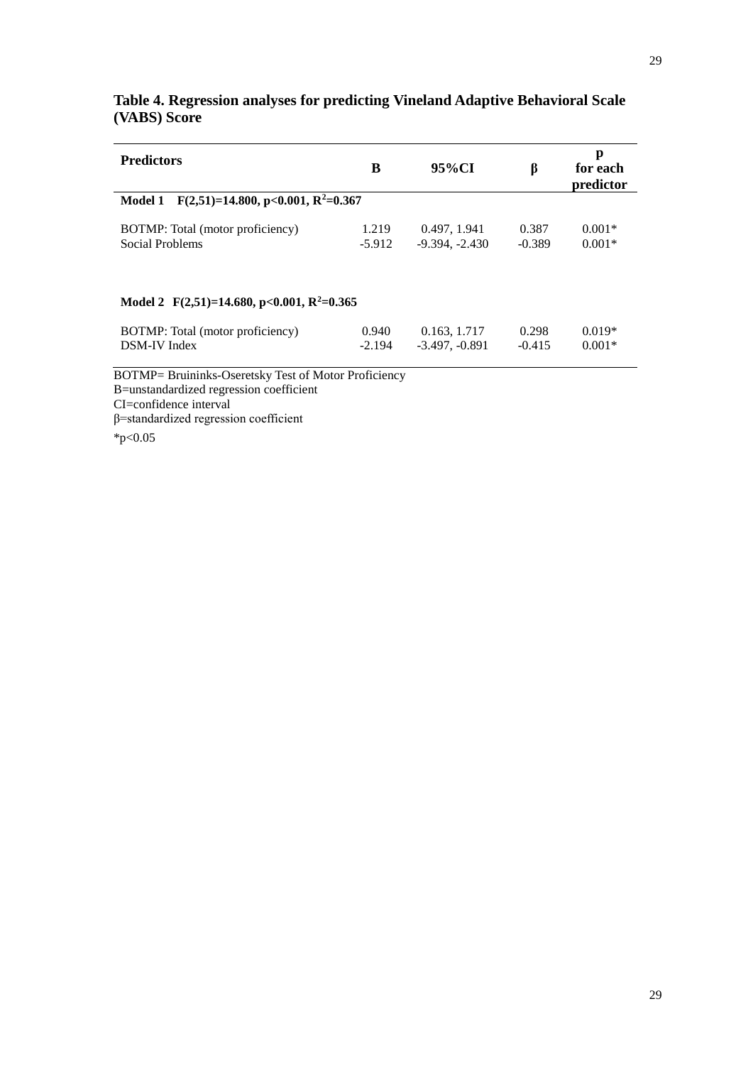**Table 4. Regression analyses for predicting Vineland Adaptive Behavioral Scale (VABS) Score**

| Predictors | B | 95%CI | β | p for each predictor |
|---|---|---|---|---|
| **Model 1 $F(2,51)=14.800$, $p<0.001$, $R^2=0.367$** | | | | |
| BOTMP: Total (motor proficiency) | 1.219 | 0.497, 1.941 | 0.387 | 0.001* |
| Social Problems | -5.912 | -9.394, -2.430 | -0.389 | 0.001* |
| **Model 2 $F(2,51)=14.680$, $p<0.001$, $R^2=0.365$** | | | | |
| BOTMP: Total (motor proficiency) | 0.940 | 0.163, 1.717 | 0.298 | 0.019* |
| DSM-IV Index | -2.194 | -3.497, -0.891 | -0.415 | 0.001* |

BOTMP= Bruininks-Oseretsky Test of Motor Proficiency
B=unstandardized regression coefficient
CI=confidence interval
β=standardized regression coefficient
*p<0.05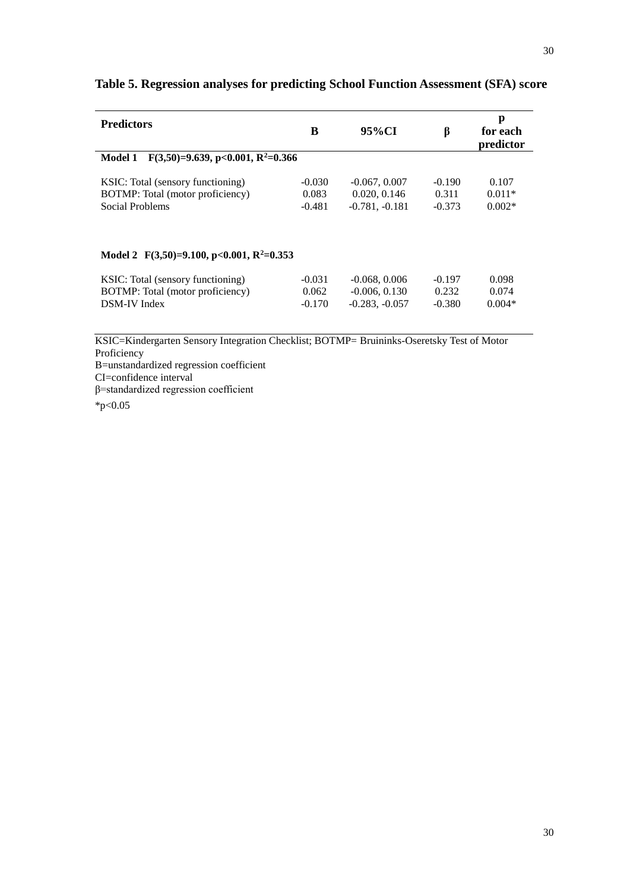**Table 5. Regression analyses for predicting School Function Assessment (SFA) score**

| Predictors | B | 95%CI | β | p for each predictor |
|---|---|---|---|---|
| **Model 1 $F(3,50)=9.639$, $p<0.001$, $R^2=0.366$** | | | | |
| KSIC: Total (sensory functioning) | -0.030 | -0.067, 0.007 | -0.190 | 0.107 |
| BOTMP: Total (motor proficiency) | 0.083 | 0.020, 0.146 | 0.311 | 0.011* |
| Social Problems | -0.481 | -0.781, -0.181 | -0.373 | 0.002* |
| **Model 2 $F(3,50)=9.100$, $p<0.001$, $R^2=0.353$** | | | | |
| KSIC: Total (sensory functioning) | -0.031 | -0.068, 0.006 | -0.197 | 0.098 |
| BOTMP: Total (motor proficiency) | 0.062 | -0.006, 0.130 | 0.232 | 0.074 |
| DSM-IV Index | -0.170 | -0.283, -0.057 | -0.380 | 0.004* |

KSIC=Kindergarten Sensory Integration Checklist; BOTMP= Bruininks-Oseretsky Test of Motor Proficiency

B=unstandardized regression coefficient

CI=confidence interval

β=standardized regression coefficient

*$p<0.05$